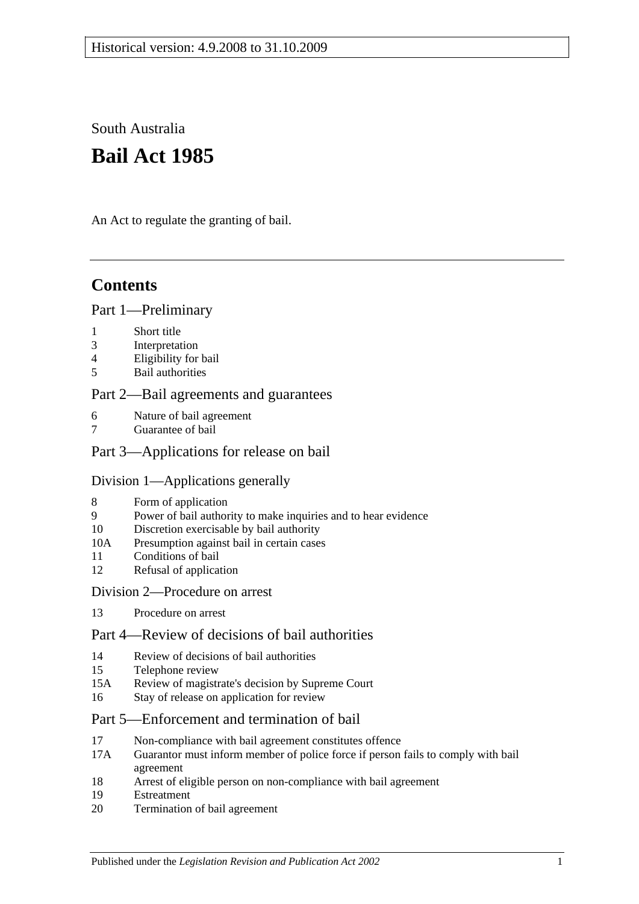Historical version: 4.9.2008 to 31.10.2009

South Australia

# Bail Act 1985

An Act to regulate the granting of bail.

## Contents

### Part 1—Preliminary

1 Short title
3 Interpretation
4 Eligibility for bail
5 Bail authorities

### Part 2—Bail agreements and guarantees

6 Nature of bail agreement
7 Guarantee of bail

### Part 3—Applications for release on bail

#### Division 1—Applications generally

8 Form of application
9 Power of bail authority to make inquiries and to hear evidence
10 Discretion exercisable by bail authority
10A Presumption against bail in certain cases
11 Conditions of bail
12 Refusal of application

#### Division 2—Procedure on arrest

13 Procedure on arrest

### Part 4—Review of decisions of bail authorities

14 Review of decisions of bail authorities
15 Telephone review
15A Review of magistrate's decision by Supreme Court
16 Stay of release on application for review

### Part 5—Enforcement and termination of bail

17 Non-compliance with bail agreement constitutes offence
17A Guarantor must inform member of police force if person fails to comply with bail agreement
18 Arrest of eligible person on non-compliance with bail agreement
19 Estreatment
20 Termination of bail agreement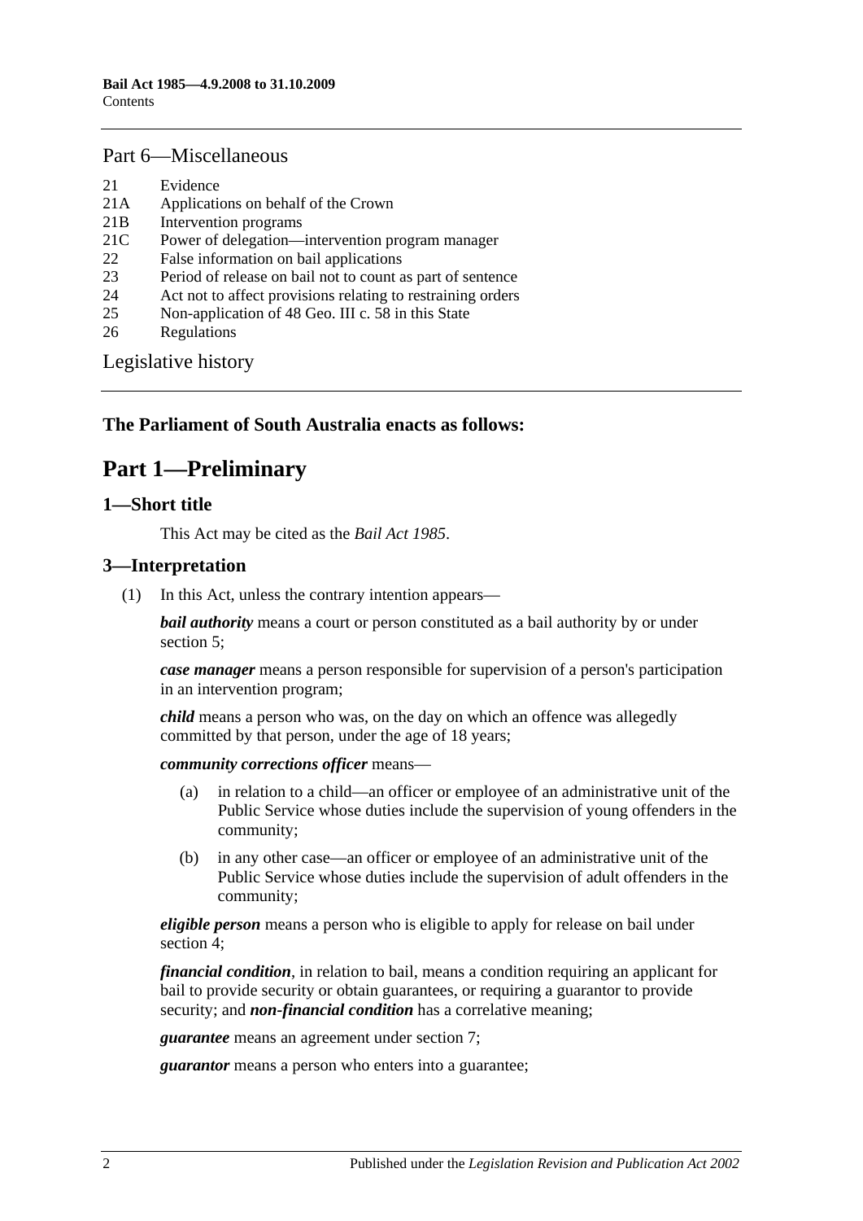Part 6—Miscellaneous

- 21 Evidence
- 21A Applications on behalf of the Crown
- 21B Intervention programs
- 21C Power of delegation—intervention program manager
- 22 False information on bail applications
- 23 Period of release on bail not to count as part of sentence
- 24 Act not to affect provisions relating to restraining orders
- 25 Non-application of 48 Geo. III c. 58 in this State
- 26 Regulations

Legislative history

**The Parliament of South Australia enacts as follows:**

# Part 1—Preliminary

## 1—Short title

This Act may be cited as the *Bail Act 1985*.

## 3—Interpretation

(1) In this Act, unless the contrary intention appears—

***bail authority*** means a court or person constituted as a bail authority by or under section 5;

***case manager*** means a person responsible for supervision of a person's participation in an intervention program;

***child*** means a person who was, on the day on which an offence was allegedly committed by that person, under the age of 18 years;

***community corrections officer*** means—

(a) in relation to a child—an officer or employee of an administrative unit of the Public Service whose duties include the supervision of young offenders in the community;

(b) in any other case—an officer or employee of an administrative unit of the Public Service whose duties include the supervision of adult offenders in the community;

***eligible person*** means a person who is eligible to apply for release on bail under section 4;

***financial condition***, in relation to bail, means a condition requiring an applicant for bail to provide security or obtain guarantees, or requiring a guarantor to provide security; and ***non-financial condition*** has a correlative meaning;

***guarantee*** means an agreement under section 7;

***guarantor*** means a person who enters into a guarantee;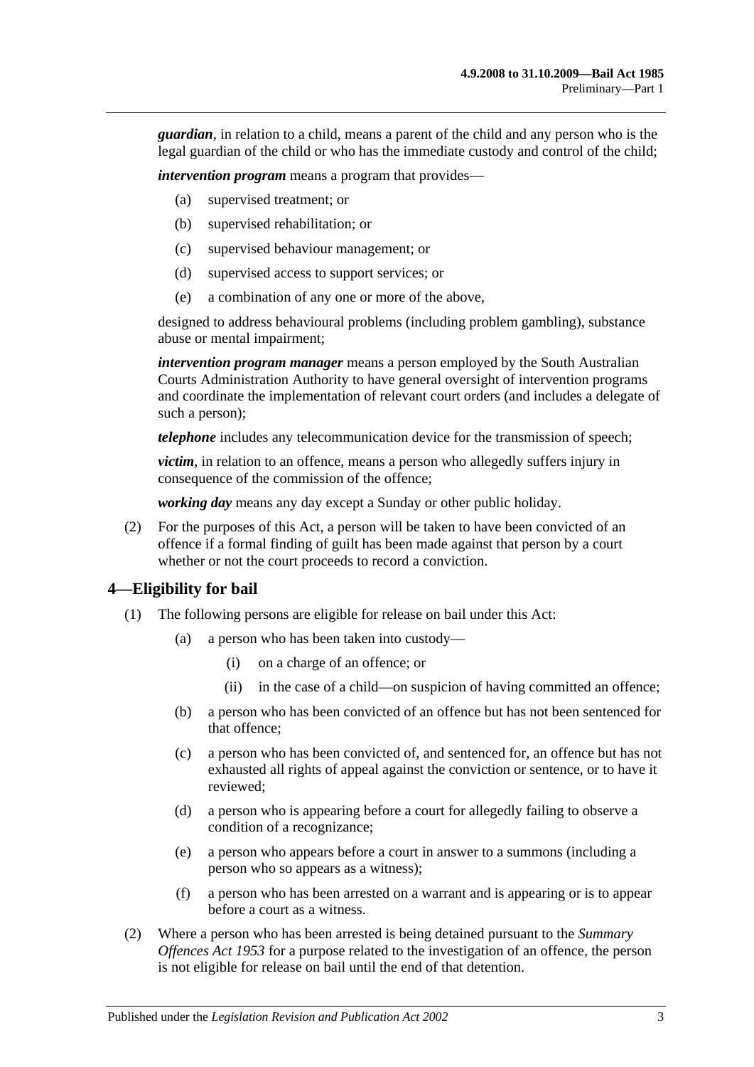***guardian***, in relation to a child, means a parent of the child and any person who is the legal guardian of the child or who has the immediate custody and control of the child;

***intervention program*** means a program that provides—

- (a) supervised treatment; or
- (b) supervised rehabilitation; or
- (c) supervised behaviour management; or
- (d) supervised access to support services; or
- (e) a combination of any one or more of the above,

designed to address behavioural problems (including problem gambling), substance abuse or mental impairment;

***intervention program manager*** means a person employed by the South Australian Courts Administration Authority to have general oversight of intervention programs and coordinate the implementation of relevant court orders (and includes a delegate of such a person);

***telephone*** includes any telecommunication device for the transmission of speech;

***victim***, in relation to an offence, means a person who allegedly suffers injury in consequence of the commission of the offence;

***working day*** means any day except a Sunday or other public holiday.

(2) For the purposes of this Act, a person will be taken to have been convicted of an offence if a formal finding of guilt has been made against that person by a court whether or not the court proceeds to record a conviction.

## 4—Eligibility for bail

(1) The following persons are eligible for release on bail under this Act:

- (a) a person who has been taken into custody—
  - (i) on a charge of an offence; or
  - (ii) in the case of a child—on suspicion of having committed an offence;
- (b) a person who has been convicted of an offence but has not been sentenced for that offence;
- (c) a person who has been convicted of, and sentenced for, an offence but has not exhausted all rights of appeal against the conviction or sentence, or to have it reviewed;
- (d) a person who is appearing before a court for allegedly failing to observe a condition of a recognizance;
- (e) a person who appears before a court in answer to a summons (including a person who so appears as a witness);
- (f) a person who has been arrested on a warrant and is appearing or is to appear before a court as a witness.

(2) Where a person who has been arrested is being detained pursuant to the *Summary Offences Act 1953* for a purpose related to the investigation of an offence, the person is not eligible for release on bail until the end of that detention.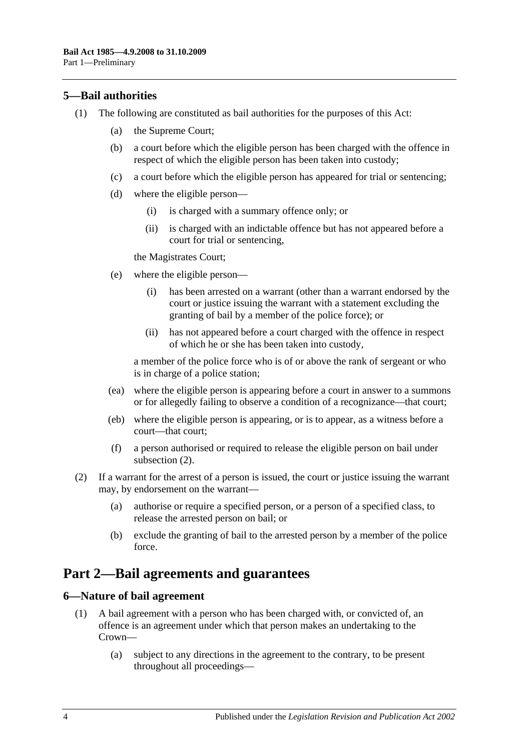## 5—Bail authorities

(1) The following are constituted as bail authorities for the purposes of this Act:

- (a) the Supreme Court;
- (b) a court before which the eligible person has been charged with the offence in respect of which the eligible person has been taken into custody;
- (c) a court before which the eligible person has appeared for trial or sentencing;
- (d) where the eligible person—
  - (i) is charged with a summary offence only; or
  - (ii) is charged with an indictable offence but has not appeared before a court for trial or sentencing,

  the Magistrates Court;
- (e) where the eligible person—
  - (i) has been arrested on a warrant (other than a warrant endorsed by the court or justice issuing the warrant with a statement excluding the granting of bail by a member of the police force); or
  - (ii) has not appeared before a court charged with the offence in respect of which he or she has been taken into custody,

  a member of the police force who is of or above the rank of sergeant or who is in charge of a police station;
- (ea) where the eligible person is appearing before a court in answer to a summons or for allegedly failing to observe a condition of a recognizance—that court;
- (eb) where the eligible person is appearing, or is to appear, as a witness before a court—that court;
- (f) a person authorised or required to release the eligible person on bail under subsection (2).

(2) If a warrant for the arrest of a person is issued, the court or justice issuing the warrant may, by endorsement on the warrant—

- (a) authorise or require a specified person, or a person of a specified class, to release the arrested person on bail; or
- (b) exclude the granting of bail to the arrested person by a member of the police force.

# Part 2—Bail agreements and guarantees

## 6—Nature of bail agreement

(1) A bail agreement with a person who has been charged with, or convicted of, an offence is an agreement under which that person makes an undertaking to the Crown—

- (a) subject to any directions in the agreement to the contrary, to be present throughout all proceedings—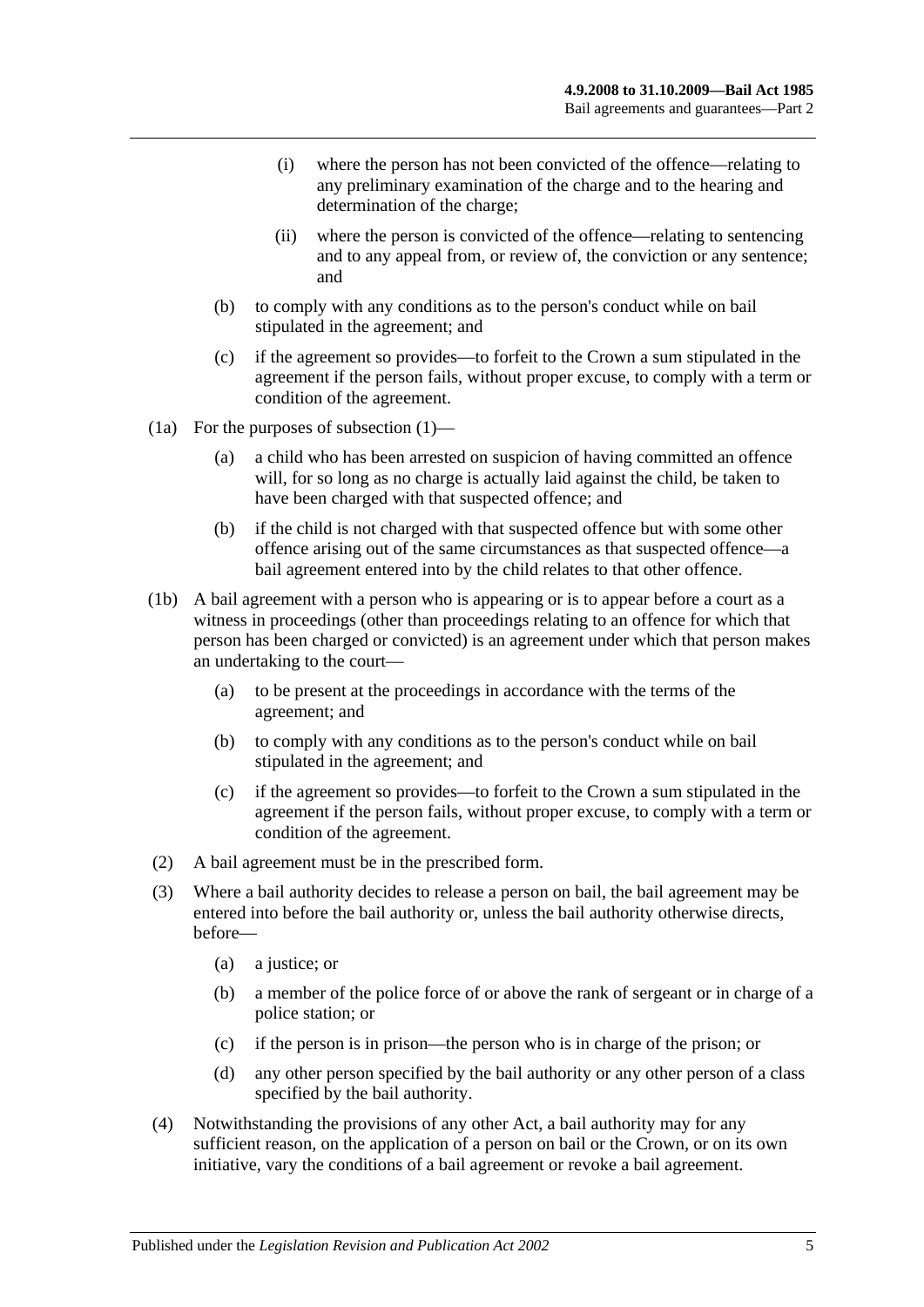(i) where the person has not been convicted of the offence—relating to any preliminary examination of the charge and to the hearing and determination of the charge;

(ii) where the person is convicted of the offence—relating to sentencing and to any appeal from, or review of, the conviction or any sentence; and

(b) to comply with any conditions as to the person's conduct while on bail stipulated in the agreement; and

(c) if the agreement so provides—to forfeit to the Crown a sum stipulated in the agreement if the person fails, without proper excuse, to comply with a term or condition of the agreement.

(1a) For the purposes of subsection (1)—

(a) a child who has been arrested on suspicion of having committed an offence will, for so long as no charge is actually laid against the child, be taken to have been charged with that suspected offence; and

(b) if the child is not charged with that suspected offence but with some other offence arising out of the same circumstances as that suspected offence—a bail agreement entered into by the child relates to that other offence.

(1b) A bail agreement with a person who is appearing or is to appear before a court as a witness in proceedings (other than proceedings relating to an offence for which that person has been charged or convicted) is an agreement under which that person makes an undertaking to the court—

(a) to be present at the proceedings in accordance with the terms of the agreement; and

(b) to comply with any conditions as to the person's conduct while on bail stipulated in the agreement; and

(c) if the agreement so provides—to forfeit to the Crown a sum stipulated in the agreement if the person fails, without proper excuse, to comply with a term or condition of the agreement.

(2) A bail agreement must be in the prescribed form.

(3) Where a bail authority decides to release a person on bail, the bail agreement may be entered into before the bail authority or, unless the bail authority otherwise directs, before—

(a) a justice; or

(b) a member of the police force of or above the rank of sergeant or in charge of a police station; or

(c) if the person is in prison—the person who is in charge of the prison; or

(d) any other person specified by the bail authority or any other person of a class specified by the bail authority.

(4) Notwithstanding the provisions of any other Act, a bail authority may for any sufficient reason, on the application of a person on bail or the Crown, or on its own initiative, vary the conditions of a bail agreement or revoke a bail agreement.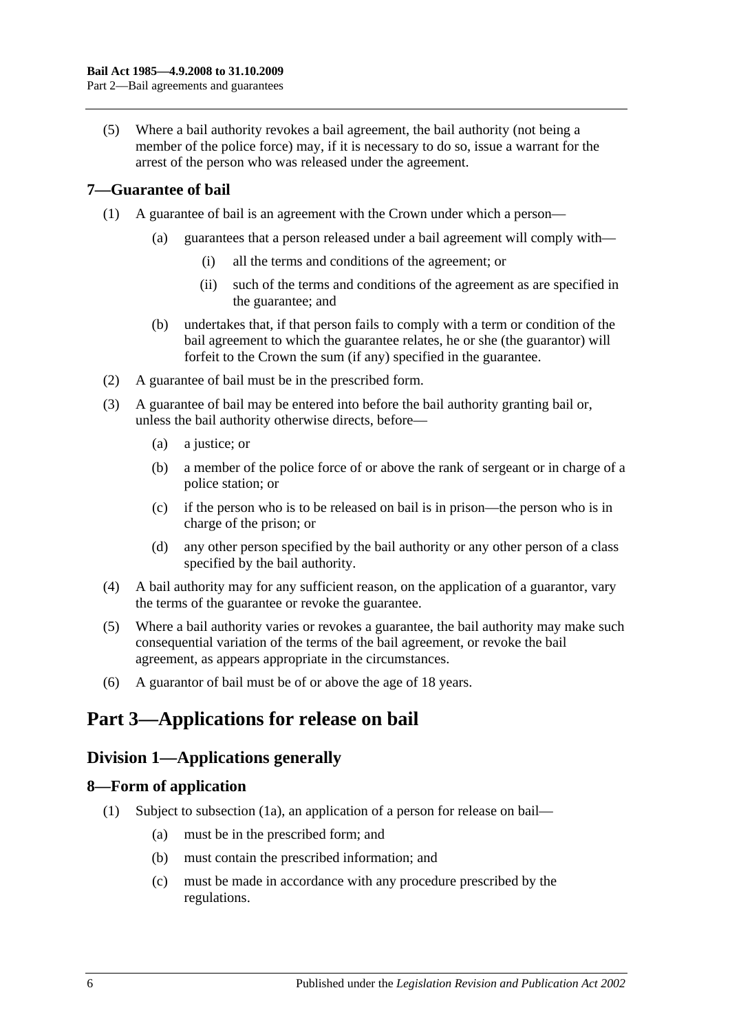(5) Where a bail authority revokes a bail agreement, the bail authority (not being a member of the police force) may, if it is necessary to do so, issue a warrant for the arrest of the person who was released under the agreement.

## 7—Guarantee of bail

(1) A guarantee of bail is an agreement with the Crown under which a person—

- (a) guarantees that a person released under a bail agreement will comply with—
  - (i) all the terms and conditions of the agreement; or
  - (ii) such of the terms and conditions of the agreement as are specified in the guarantee; and
- (b) undertakes that, if that person fails to comply with a term or condition of the bail agreement to which the guarantee relates, he or she (the guarantor) will forfeit to the Crown the sum (if any) specified in the guarantee.

(2) A guarantee of bail must be in the prescribed form.

(3) A guarantee of bail may be entered into before the bail authority granting bail or, unless the bail authority otherwise directs, before—

- (a) a justice; or
- (b) a member of the police force of or above the rank of sergeant or in charge of a police station; or
- (c) if the person who is to be released on bail is in prison—the person who is in charge of the prison; or
- (d) any other person specified by the bail authority or any other person of a class specified by the bail authority.

(4) A bail authority may for any sufficient reason, on the application of a guarantor, vary the terms of the guarantee or revoke the guarantee.

(5) Where a bail authority varies or revokes a guarantee, the bail authority may make such consequential variation of the terms of the bail agreement, or revoke the bail agreement, as appears appropriate in the circumstances.

(6) A guarantor of bail must be of or above the age of 18 years.

# Part 3—Applications for release on bail

## Division 1—Applications generally

## 8—Form of application

(1) Subject to subsection (1a), an application of a person for release on bail—

- (a) must be in the prescribed form; and
- (b) must contain the prescribed information; and
- (c) must be made in accordance with any procedure prescribed by the regulations.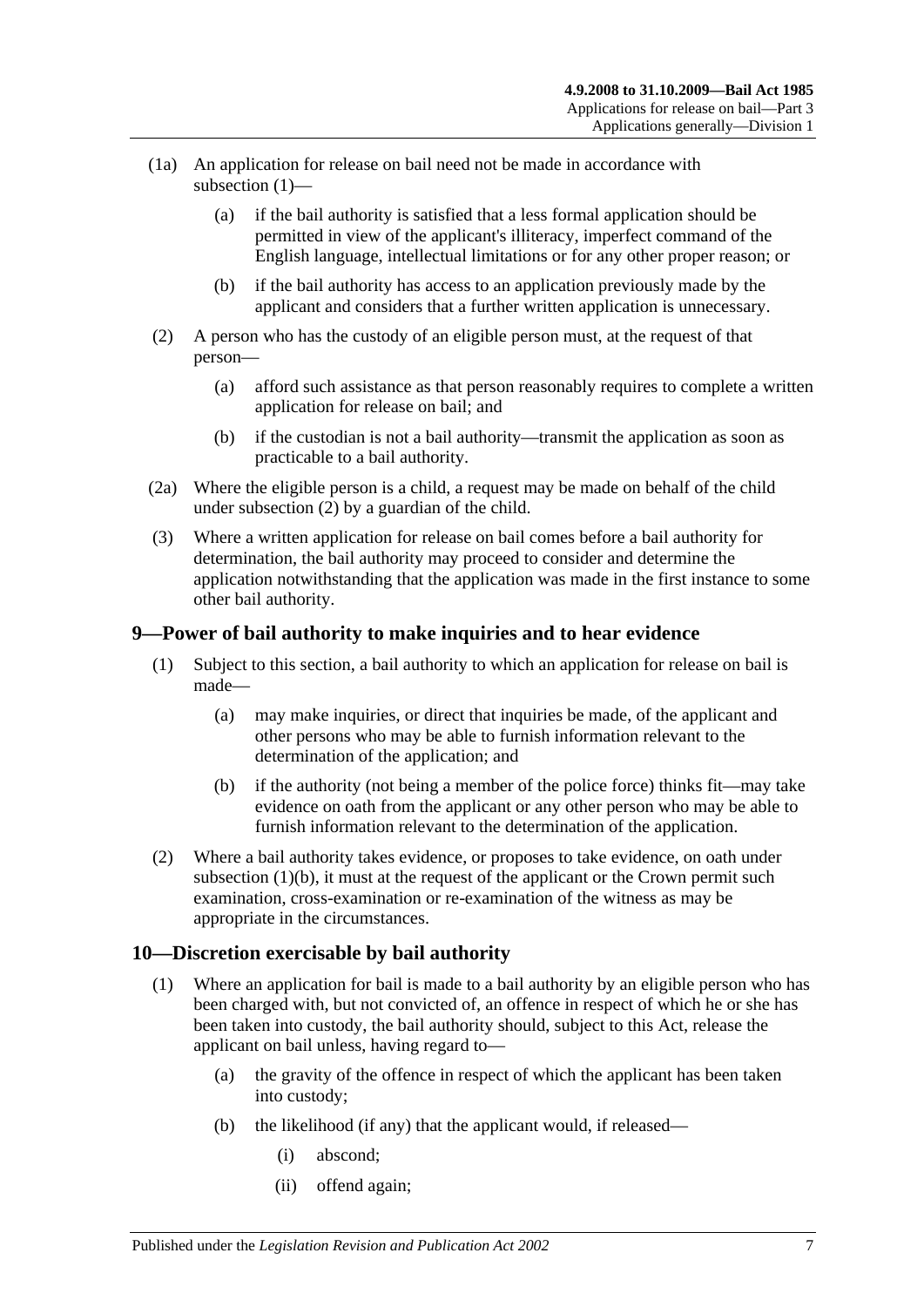(1a) An application for release on bail need not be made in accordance with subsection (1)—

(a) if the bail authority is satisfied that a less formal application should be permitted in view of the applicant's illiteracy, imperfect command of the English language, intellectual limitations or for any other proper reason; or

(b) if the bail authority has access to an application previously made by the applicant and considers that a further written application is unnecessary.

(2) A person who has the custody of an eligible person must, at the request of that person—

(a) afford such assistance as that person reasonably requires to complete a written application for release on bail; and

(b) if the custodian is not a bail authority—transmit the application as soon as practicable to a bail authority.

(2a) Where the eligible person is a child, a request may be made on behalf of the child under subsection (2) by a guardian of the child.

(3) Where a written application for release on bail comes before a bail authority for determination, the bail authority may proceed to consider and determine the application notwithstanding that the application was made in the first instance to some other bail authority.

## 9—Power of bail authority to make inquiries and to hear evidence

(1) Subject to this section, a bail authority to which an application for release on bail is made—

(a) may make inquiries, or direct that inquiries be made, of the applicant and other persons who may be able to furnish information relevant to the determination of the application; and

(b) if the authority (not being a member of the police force) thinks fit—may take evidence on oath from the applicant or any other person who may be able to furnish information relevant to the determination of the application.

(2) Where a bail authority takes evidence, or proposes to take evidence, on oath under subsection (1)(b), it must at the request of the applicant or the Crown permit such examination, cross-examination or re-examination of the witness as may be appropriate in the circumstances.

## 10—Discretion exercisable by bail authority

(1) Where an application for bail is made to a bail authority by an eligible person who has been charged with, but not convicted of, an offence in respect of which he or she has been taken into custody, the bail authority should, subject to this Act, release the applicant on bail unless, having regard to—

(a) the gravity of the offence in respect of which the applicant has been taken into custody;

(b) the likelihood (if any) that the applicant would, if released—

(i) abscond;

(ii) offend again;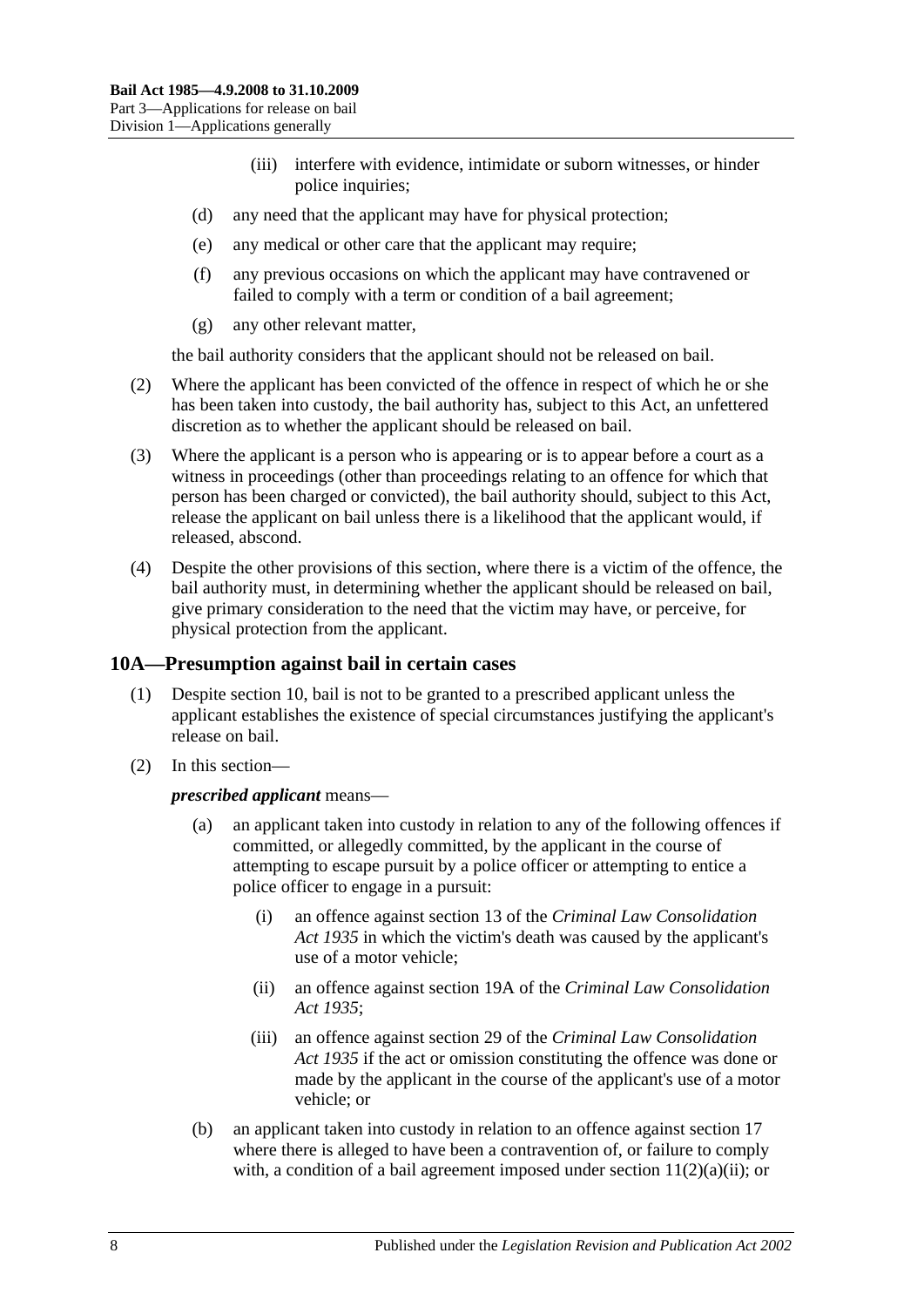(iii) interfere with evidence, intimidate or suborn witnesses, or hinder police inquiries;

(d) any need that the applicant may have for physical protection;

(e) any medical or other care that the applicant may require;

(f) any previous occasions on which the applicant may have contravened or failed to comply with a term or condition of a bail agreement;

(g) any other relevant matter,

the bail authority considers that the applicant should not be released on bail.

(2) Where the applicant has been convicted of the offence in respect of which he or she has been taken into custody, the bail authority has, subject to this Act, an unfettered discretion as to whether the applicant should be released on bail.

(3) Where the applicant is a person who is appearing or is to appear before a court as a witness in proceedings (other than proceedings relating to an offence for which that person has been charged or convicted), the bail authority should, subject to this Act, release the applicant on bail unless there is a likelihood that the applicant would, if released, abscond.

(4) Despite the other provisions of this section, where there is a victim of the offence, the bail authority must, in determining whether the applicant should be released on bail, give primary consideration to the need that the victim may have, or perceive, for physical protection from the applicant.

## 10A—Presumption against bail in certain cases

(1) Despite section 10, bail is not to be granted to a prescribed applicant unless the applicant establishes the existence of special circumstances justifying the applicant's release on bail.

(2) In this section—

***prescribed applicant*** means—

(a) an applicant taken into custody in relation to any of the following offences if committed, or allegedly committed, by the applicant in the course of attempting to escape pursuit by a police officer or attempting to entice a police officer to engage in a pursuit:

(i) an offence against section 13 of the *Criminal Law Consolidation Act 1935* in which the victim's death was caused by the applicant's use of a motor vehicle;

(ii) an offence against section 19A of the *Criminal Law Consolidation Act 1935*;

(iii) an offence against section 29 of the *Criminal Law Consolidation Act 1935* if the act or omission constituting the offence was done or made by the applicant in the course of the applicant's use of a motor vehicle; or

(b) an applicant taken into custody in relation to an offence against section 17 where there is alleged to have been a contravention of, or failure to comply with, a condition of a bail agreement imposed under section 11(2)(a)(ii); or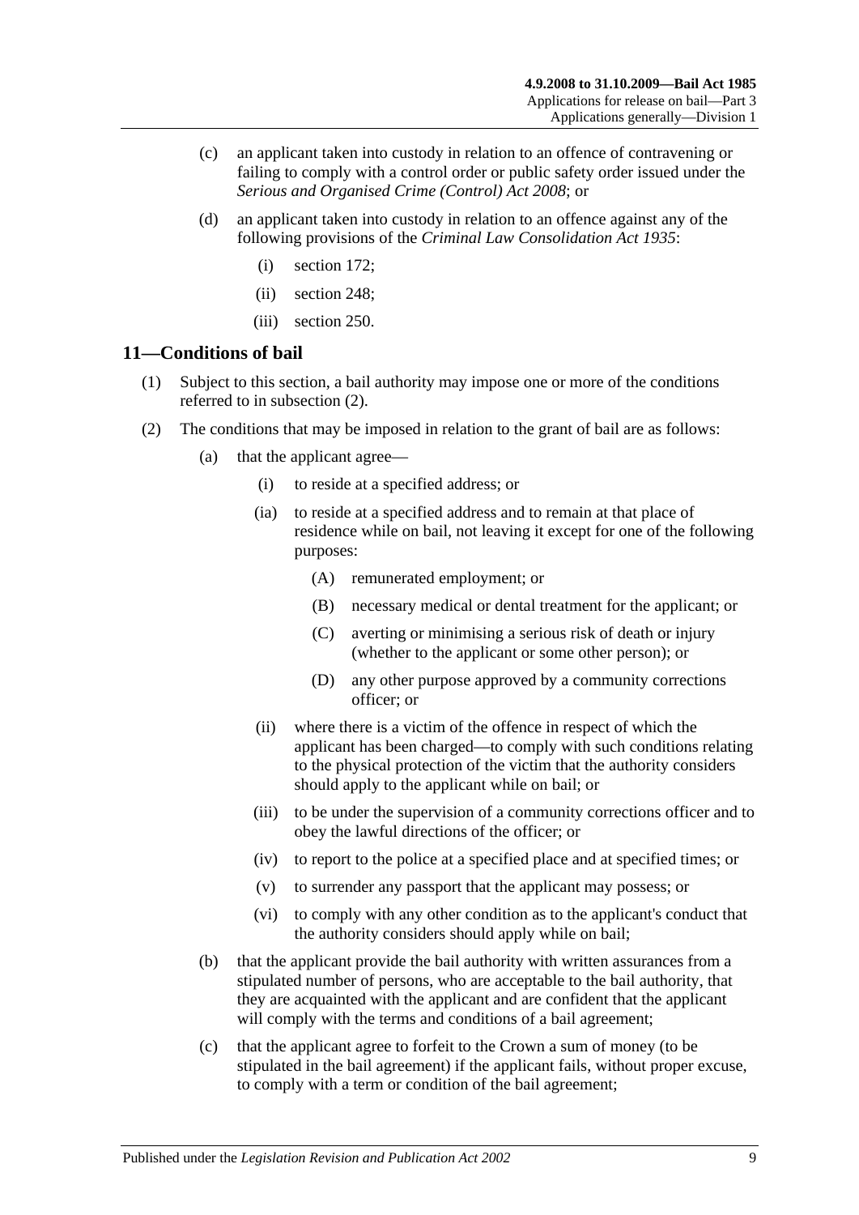(c) an applicant taken into custody in relation to an offence of contravening or failing to comply with a control order or public safety order issued under the *Serious and Organised Crime (Control) Act 2008*; or

(d) an applicant taken into custody in relation to an offence against any of the following provisions of the *Criminal Law Consolidation Act 1935*:

(i) section 172;

(ii) section 248;

(iii) section 250.

## 11—Conditions of bail

(1) Subject to this section, a bail authority may impose one or more of the conditions referred to in subsection (2).

(2) The conditions that may be imposed in relation to the grant of bail are as follows:

(a) that the applicant agree—

(i) to reside at a specified address; or

(ia) to reside at a specified address and to remain at that place of residence while on bail, not leaving it except for one of the following purposes:

(A) remunerated employment; or

(B) necessary medical or dental treatment for the applicant; or

(C) averting or minimising a serious risk of death or injury (whether to the applicant or some other person); or

(D) any other purpose approved by a community corrections officer; or

(ii) where there is a victim of the offence in respect of which the applicant has been charged—to comply with such conditions relating to the physical protection of the victim that the authority considers should apply to the applicant while on bail; or

(iii) to be under the supervision of a community corrections officer and to obey the lawful directions of the officer; or

(iv) to report to the police at a specified place and at specified times; or

(v) to surrender any passport that the applicant may possess; or

(vi) to comply with any other condition as to the applicant's conduct that the authority considers should apply while on bail;

(b) that the applicant provide the bail authority with written assurances from a stipulated number of persons, who are acceptable to the bail authority, that they are acquainted with the applicant and are confident that the applicant will comply with the terms and conditions of a bail agreement;

(c) that the applicant agree to forfeit to the Crown a sum of money (to be stipulated in the bail agreement) if the applicant fails, without proper excuse, to comply with a term or condition of the bail agreement;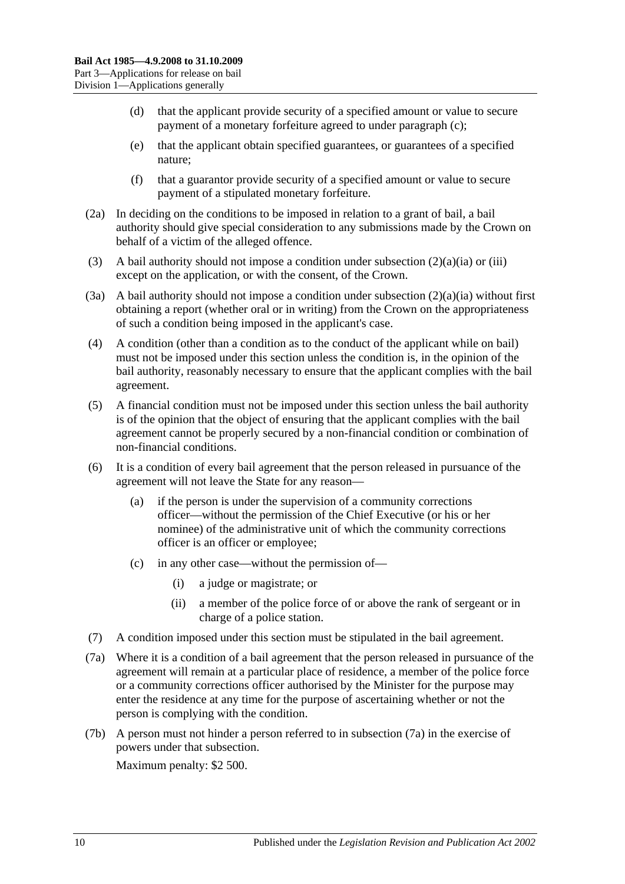(d) that the applicant provide security of a specified amount or value to secure payment of a monetary forfeiture agreed to under paragraph (c);

(e) that the applicant obtain specified guarantees, or guarantees of a specified nature;

(f) that a guarantor provide security of a specified amount or value to secure payment of a stipulated monetary forfeiture.

(2a) In deciding on the conditions to be imposed in relation to a grant of bail, a bail authority should give special consideration to any submissions made by the Crown on behalf of a victim of the alleged offence.

(3) A bail authority should not impose a condition under subsection (2)(a)(ia) or (iii) except on the application, or with the consent, of the Crown.

(3a) A bail authority should not impose a condition under subsection (2)(a)(ia) without first obtaining a report (whether oral or in writing) from the Crown on the appropriateness of such a condition being imposed in the applicant's case.

(4) A condition (other than a condition as to the conduct of the applicant while on bail) must not be imposed under this section unless the condition is, in the opinion of the bail authority, reasonably necessary to ensure that the applicant complies with the bail agreement.

(5) A financial condition must not be imposed under this section unless the bail authority is of the opinion that the object of ensuring that the applicant complies with the bail agreement cannot be properly secured by a non-financial condition or combination of non-financial conditions.

(6) It is a condition of every bail agreement that the person released in pursuance of the agreement will not leave the State for any reason—

(a) if the person is under the supervision of a community corrections officer—without the permission of the Chief Executive (or his or her nominee) of the administrative unit of which the community corrections officer is an officer or employee;

(c) in any other case—without the permission of—

(i) a judge or magistrate; or

(ii) a member of the police force of or above the rank of sergeant or in charge of a police station.

(7) A condition imposed under this section must be stipulated in the bail agreement.

(7a) Where it is a condition of a bail agreement that the person released in pursuance of the agreement will remain at a particular place of residence, a member of the police force or a community corrections officer authorised by the Minister for the purpose may enter the residence at any time for the purpose of ascertaining whether or not the person is complying with the condition.

(7b) A person must not hinder a person referred to in subsection (7a) in the exercise of powers under that subsection.

Maximum penalty: $2 500.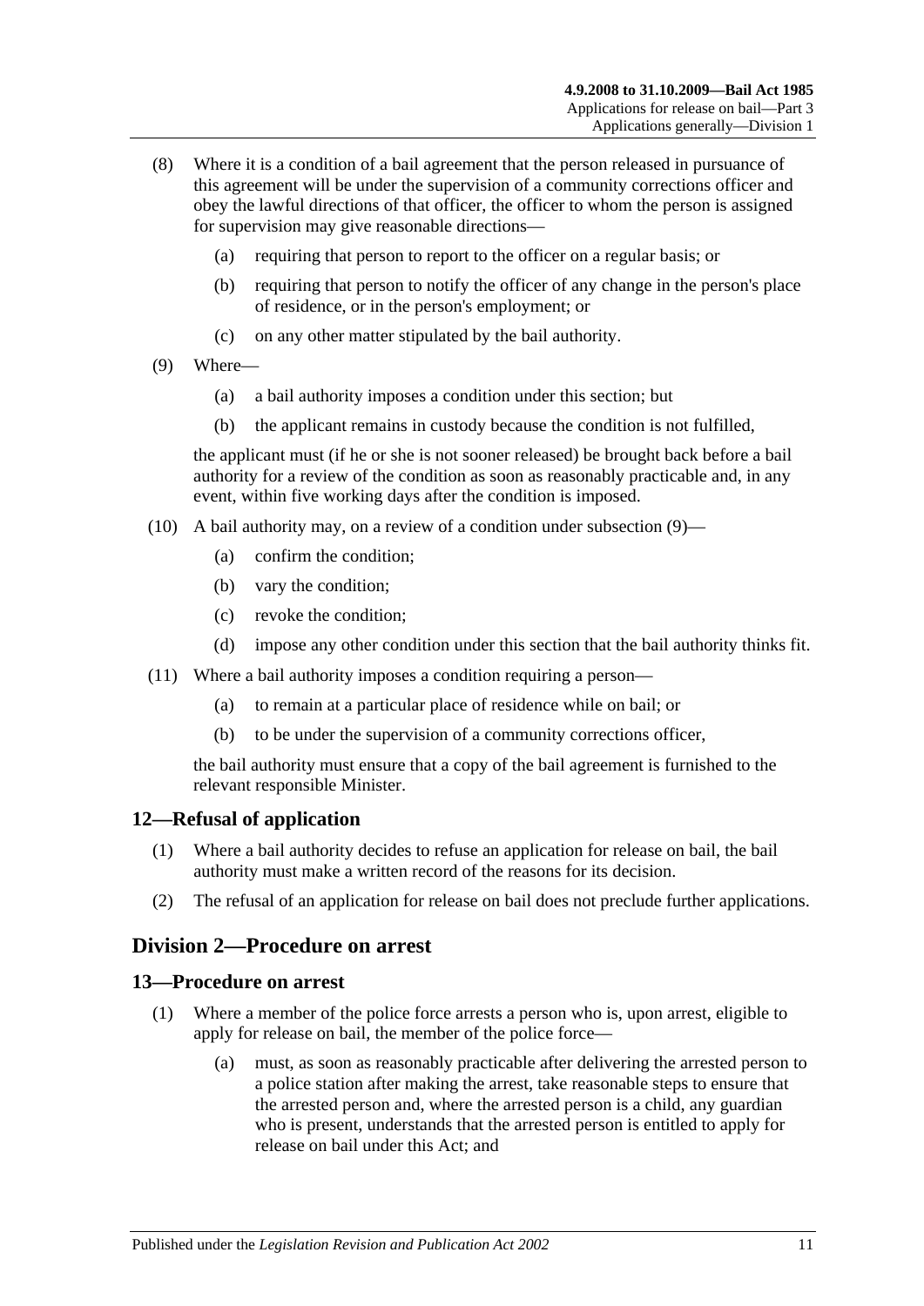(8) Where it is a condition of a bail agreement that the person released in pursuance of this agreement will be under the supervision of a community corrections officer and obey the lawful directions of that officer, the officer to whom the person is assigned for supervision may give reasonable directions—

(a) requiring that person to report to the officer on a regular basis; or

(b) requiring that person to notify the officer of any change in the person's place of residence, or in the person's employment; or

(c) on any other matter stipulated by the bail authority.

(9) Where—

(a) a bail authority imposes a condition under this section; but

(b) the applicant remains in custody because the condition is not fulfilled,

the applicant must (if he or she is not sooner released) be brought back before a bail authority for a review of the condition as soon as reasonably practicable and, in any event, within five working days after the condition is imposed.

(10) A bail authority may, on a review of a condition under subsection (9)—

(a) confirm the condition;

(b) vary the condition;

(c) revoke the condition;

(d) impose any other condition under this section that the bail authority thinks fit.

(11) Where a bail authority imposes a condition requiring a person—

(a) to remain at a particular place of residence while on bail; or

(b) to be under the supervision of a community corrections officer,

the bail authority must ensure that a copy of the bail agreement is furnished to the relevant responsible Minister.

### 12—Refusal of application

(1) Where a bail authority decides to refuse an application for release on bail, the bail authority must make a written record of the reasons for its decision.

(2) The refusal of an application for release on bail does not preclude further applications.

## Division 2—Procedure on arrest

### 13—Procedure on arrest

(1) Where a member of the police force arrests a person who is, upon arrest, eligible to apply for release on bail, the member of the police force—

(a) must, as soon as reasonably practicable after delivering the arrested person to a police station after making the arrest, take reasonable steps to ensure that the arrested person and, where the arrested person is a child, any guardian who is present, understands that the arrested person is entitled to apply for release on bail under this Act; and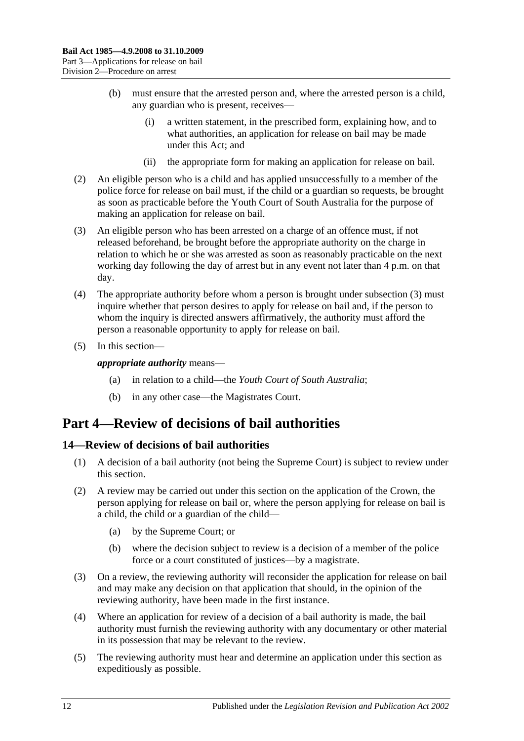(b) must ensure that the arrested person and, where the arrested person is a child, any guardian who is present, receives—

(i) a written statement, in the prescribed form, explaining how, and to what authorities, an application for release on bail may be made under this Act; and

(ii) the appropriate form for making an application for release on bail.

(2) An eligible person who is a child and has applied unsuccessfully to a member of the police force for release on bail must, if the child or a guardian so requests, be brought as soon as practicable before the Youth Court of South Australia for the purpose of making an application for release on bail.

(3) An eligible person who has been arrested on a charge of an offence must, if not released beforehand, be brought before the appropriate authority on the charge in relation to which he or she was arrested as soon as reasonably practicable on the next working day following the day of arrest but in any event not later than 4 p.m. on that day.

(4) The appropriate authority before whom a person is brought under subsection (3) must inquire whether that person desires to apply for release on bail and, if the person to whom the inquiry is directed answers affirmatively, the authority must afford the person a reasonable opportunity to apply for release on bail.

(5) In this section—

***appropriate authority*** means—

(a) in relation to a child—the *Youth Court of South Australia*;

(b) in any other case—the Magistrates Court.

# Part 4—Review of decisions of bail authorities

## 14—Review of decisions of bail authorities

(1) A decision of a bail authority (not being the Supreme Court) is subject to review under this section.

(2) A review may be carried out under this section on the application of the Crown, the person applying for release on bail or, where the person applying for release on bail is a child, the child or a guardian of the child—

(a) by the Supreme Court; or

(b) where the decision subject to review is a decision of a member of the police force or a court constituted of justices—by a magistrate.

(3) On a review, the reviewing authority will reconsider the application for release on bail and may make any decision on that application that should, in the opinion of the reviewing authority, have been made in the first instance.

(4) Where an application for review of a decision of a bail authority is made, the bail authority must furnish the reviewing authority with any documentary or other material in its possession that may be relevant to the review.

(5) The reviewing authority must hear and determine an application under this section as expeditiously as possible.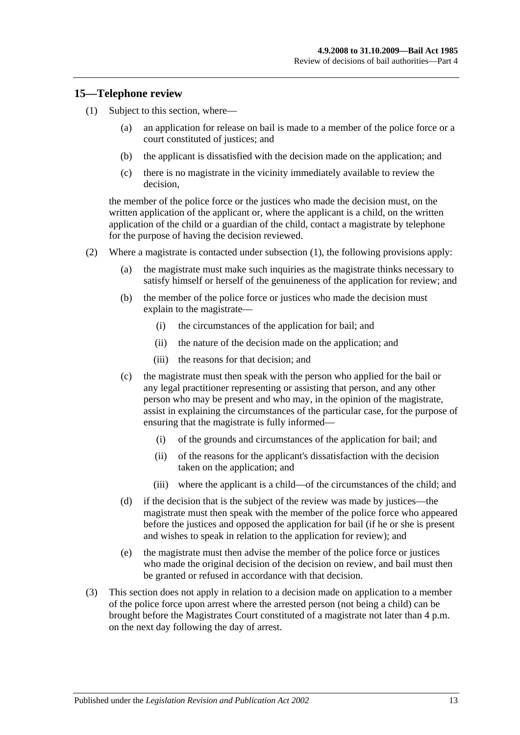## 15—Telephone review

(1) Subject to this section, where—

(a) an application for release on bail is made to a member of the police force or a court constituted of justices; and

(b) the applicant is dissatisfied with the decision made on the application; and

(c) there is no magistrate in the vicinity immediately available to review the decision,

the member of the police force or the justices who made the decision must, on the written application of the applicant or, where the applicant is a child, on the written application of the child or a guardian of the child, contact a magistrate by telephone for the purpose of having the decision reviewed.

(2) Where a magistrate is contacted under subsection (1), the following provisions apply:

(a) the magistrate must make such inquiries as the magistrate thinks necessary to satisfy himself or herself of the genuineness of the application for review; and

(b) the member of the police force or justices who made the decision must explain to the magistrate—

(i) the circumstances of the application for bail; and

(ii) the nature of the decision made on the application; and

(iii) the reasons for that decision; and

(c) the magistrate must then speak with the person who applied for the bail or any legal practitioner representing or assisting that person, and any other person who may be present and who may, in the opinion of the magistrate, assist in explaining the circumstances of the particular case, for the purpose of ensuring that the magistrate is fully informed—

(i) of the grounds and circumstances of the application for bail; and

(ii) of the reasons for the applicant's dissatisfaction with the decision taken on the application; and

(iii) where the applicant is a child—of the circumstances of the child; and

(d) if the decision that is the subject of the review was made by justices—the magistrate must then speak with the member of the police force who appeared before the justices and opposed the application for bail (if he or she is present and wishes to speak in relation to the application for review); and

(e) the magistrate must then advise the member of the police force or justices who made the original decision of the decision on review, and bail must then be granted or refused in accordance with that decision.

(3) This section does not apply in relation to a decision made on application to a member of the police force upon arrest where the arrested person (not being a child) can be brought before the Magistrates Court constituted of a magistrate not later than 4 p.m. on the next day following the day of arrest.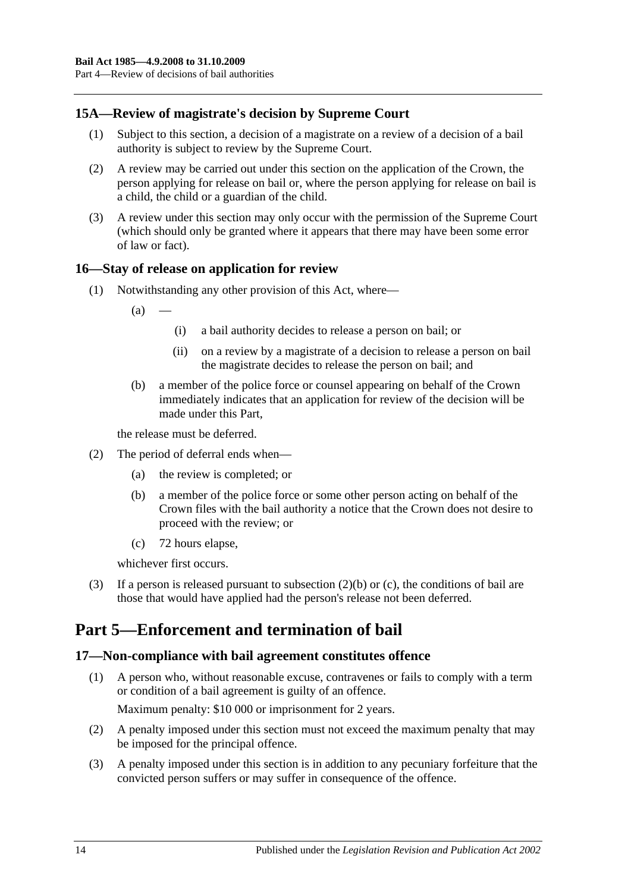### 15A—Review of magistrate's decision by Supreme Court

(1) Subject to this section, a decision of a magistrate on a review of a decision of a bail authority is subject to review by the Supreme Court.

(2) A review may be carried out under this section on the application of the Crown, the person applying for release on bail or, where the person applying for release on bail is a child, the child or a guardian of the child.

(3) A review under this section may only occur with the permission of the Supreme Court (which should only be granted where it appears that there may have been some error of law or fact).

### 16—Stay of release on application for review

(1) Notwithstanding any other provision of this Act, where—

- (a) —
  - (i) a bail authority decides to release a person on bail; or
  - (ii) on a review by a magistrate of a decision to release a person on bail the magistrate decides to release the person on bail; and
- (b) a member of the police force or counsel appearing on behalf of the Crown immediately indicates that an application for review of the decision will be made under this Part,

the release must be deferred.

(2) The period of deferral ends when—

- (a) the review is completed; or
- (b) a member of the police force or some other person acting on behalf of the Crown files with the bail authority a notice that the Crown does not desire to proceed with the review; or
- (c) 72 hours elapse,

whichever first occurs.

(3) If a person is released pursuant to subsection (2)(b) or (c), the conditions of bail are those that would have applied had the person's release not been deferred.

## Part 5—Enforcement and termination of bail

### 17—Non-compliance with bail agreement constitutes offence

(1) A person who, without reasonable excuse, contravenes or fails to comply with a term or condition of a bail agreement is guilty of an offence.

Maximum penalty: $10 000 or imprisonment for 2 years.

(2) A penalty imposed under this section must not exceed the maximum penalty that may be imposed for the principal offence.

(3) A penalty imposed under this section is in addition to any pecuniary forfeiture that the convicted person suffers or may suffer in consequence of the offence.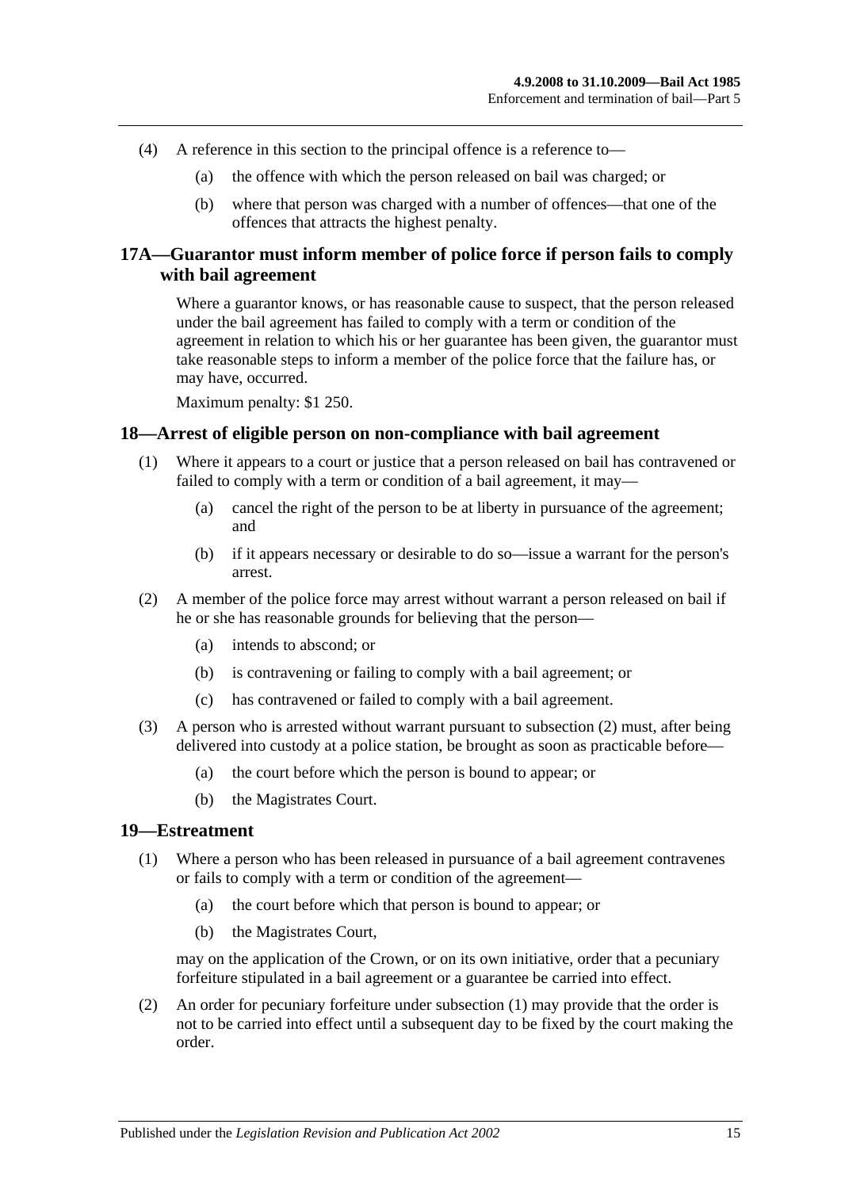(4) A reference in this section to the principal offence is a reference to—

(a) the offence with which the person released on bail was charged; or

(b) where that person was charged with a number of offences—that one of the offences that attracts the highest penalty.

## 17A—Guarantor must inform member of police force if person fails to comply with bail agreement

Where a guarantor knows, or has reasonable cause to suspect, that the person released under the bail agreement has failed to comply with a term or condition of the agreement in relation to which his or her guarantee has been given, the guarantor must take reasonable steps to inform a member of the police force that the failure has, or may have, occurred.

Maximum penalty: $1 250.

## 18—Arrest of eligible person on non-compliance with bail agreement

(1) Where it appears to a court or justice that a person released on bail has contravened or failed to comply with a term or condition of a bail agreement, it may—

(a) cancel the right of the person to be at liberty in pursuance of the agreement; and

(b) if it appears necessary or desirable to do so—issue a warrant for the person's arrest.

(2) A member of the police force may arrest without warrant a person released on bail if he or she has reasonable grounds for believing that the person—

(a) intends to abscond; or

(b) is contravening or failing to comply with a bail agreement; or

(c) has contravened or failed to comply with a bail agreement.

(3) A person who is arrested without warrant pursuant to subsection (2) must, after being delivered into custody at a police station, be brought as soon as practicable before—

(a) the court before which the person is bound to appear; or

(b) the Magistrates Court.

## 19—Estreatment

(1) Where a person who has been released in pursuance of a bail agreement contravenes or fails to comply with a term or condition of the agreement—

(a) the court before which that person is bound to appear; or

(b) the Magistrates Court,

may on the application of the Crown, or on its own initiative, order that a pecuniary forfeiture stipulated in a bail agreement or a guarantee be carried into effect.

(2) An order for pecuniary forfeiture under subsection (1) may provide that the order is not to be carried into effect until a subsequent day to be fixed by the court making the order.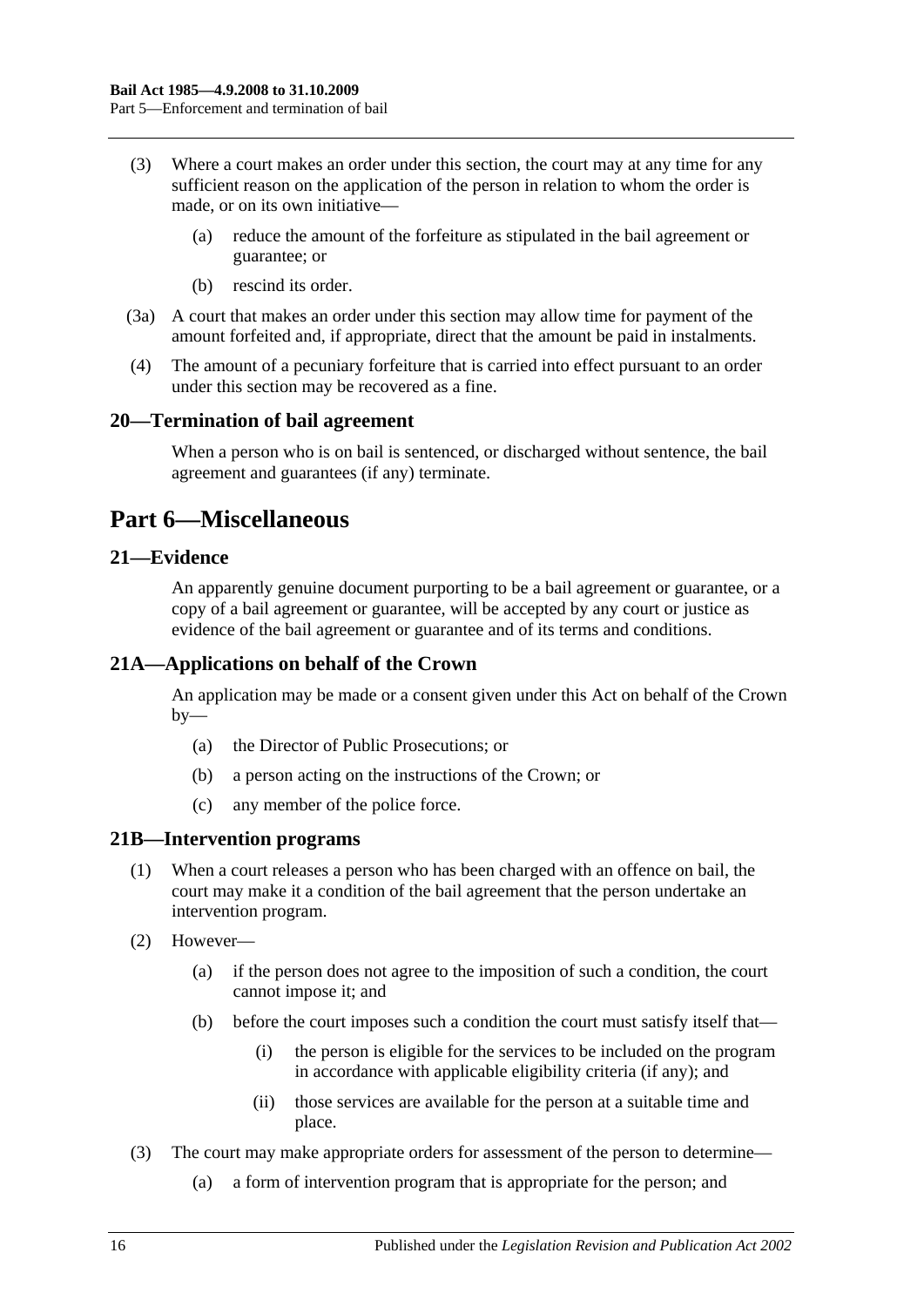(3) Where a court makes an order under this section, the court may at any time for any sufficient reason on the application of the person in relation to whom the order is made, or on its own initiative—

(a) reduce the amount of the forfeiture as stipulated in the bail agreement or guarantee; or

(b) rescind its order.

(3a) A court that makes an order under this section may allow time for payment of the amount forfeited and, if appropriate, direct that the amount be paid in instalments.

(4) The amount of a pecuniary forfeiture that is carried into effect pursuant to an order under this section may be recovered as a fine.

## 20—Termination of bail agreement

When a person who is on bail is sentenced, or discharged without sentence, the bail agreement and guarantees (if any) terminate.

# Part 6—Miscellaneous

## 21—Evidence

An apparently genuine document purporting to be a bail agreement or guarantee, or a copy of a bail agreement or guarantee, will be accepted by any court or justice as evidence of the bail agreement or guarantee and of its terms and conditions.

## 21A—Applications on behalf of the Crown

An application may be made or a consent given under this Act on behalf of the Crown by—

(a) the Director of Public Prosecutions; or

(b) a person acting on the instructions of the Crown; or

(c) any member of the police force.

## 21B—Intervention programs

(1) When a court releases a person who has been charged with an offence on bail, the court may make it a condition of the bail agreement that the person undertake an intervention program.

(2) However—

(a) if the person does not agree to the imposition of such a condition, the court cannot impose it; and

(b) before the court imposes such a condition the court must satisfy itself that—

(i) the person is eligible for the services to be included on the program in accordance with applicable eligibility criteria (if any); and

(ii) those services are available for the person at a suitable time and place.

(3) The court may make appropriate orders for assessment of the person to determine—

(a) a form of intervention program that is appropriate for the person; and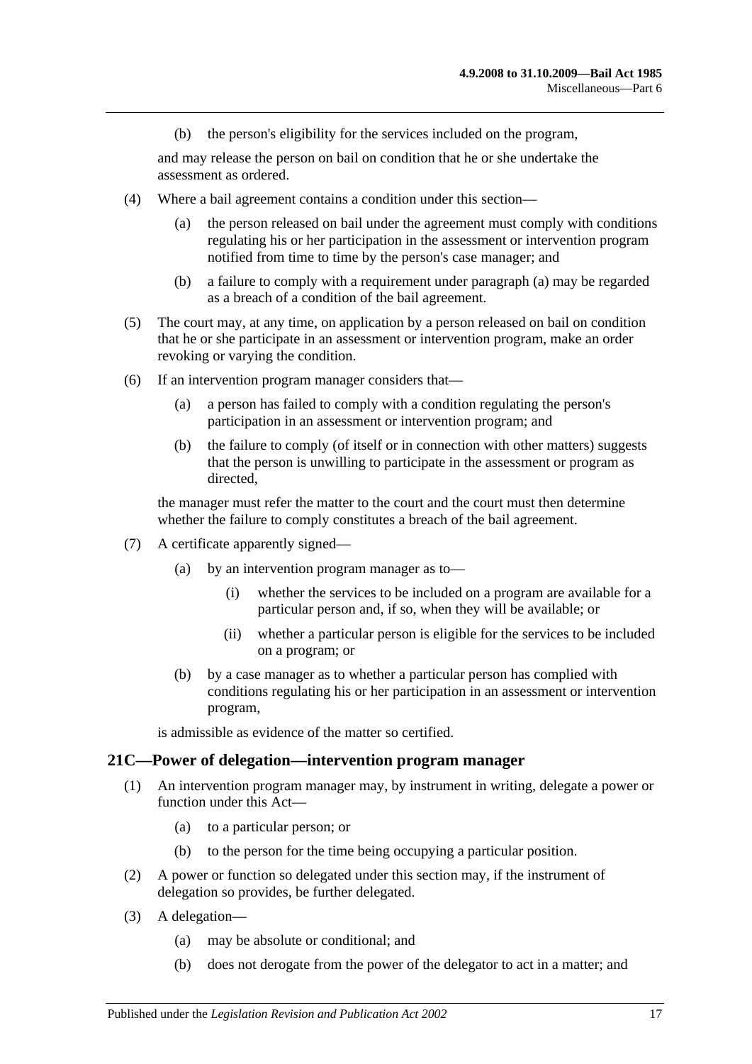(b) the person's eligibility for the services included on the program,

and may release the person on bail on condition that he or she undertake the assessment as ordered.

(4) Where a bail agreement contains a condition under this section—

(a) the person released on bail under the agreement must comply with conditions regulating his or her participation in the assessment or intervention program notified from time to time by the person's case manager; and

(b) a failure to comply with a requirement under paragraph (a) may be regarded as a breach of a condition of the bail agreement.

(5) The court may, at any time, on application by a person released on bail on condition that he or she participate in an assessment or intervention program, make an order revoking or varying the condition.

(6) If an intervention program manager considers that—

(a) a person has failed to comply with a condition regulating the person's participation in an assessment or intervention program; and

(b) the failure to comply (of itself or in connection with other matters) suggests that the person is unwilling to participate in the assessment or program as directed,

the manager must refer the matter to the court and the court must then determine whether the failure to comply constitutes a breach of the bail agreement.

(7) A certificate apparently signed—

(a) by an intervention program manager as to—

(i) whether the services to be included on a program are available for a particular person and, if so, when they will be available; or

(ii) whether a particular person is eligible for the services to be included on a program; or

(b) by a case manager as to whether a particular person has complied with conditions regulating his or her participation in an assessment or intervention program,

is admissible as evidence of the matter so certified.

## 21C—Power of delegation—intervention program manager

(1) An intervention program manager may, by instrument in writing, delegate a power or function under this Act—

(a) to a particular person; or

(b) to the person for the time being occupying a particular position.

(2) A power or function so delegated under this section may, if the instrument of delegation so provides, be further delegated.

(3) A delegation—

(a) may be absolute or conditional; and

(b) does not derogate from the power of the delegator to act in a matter; and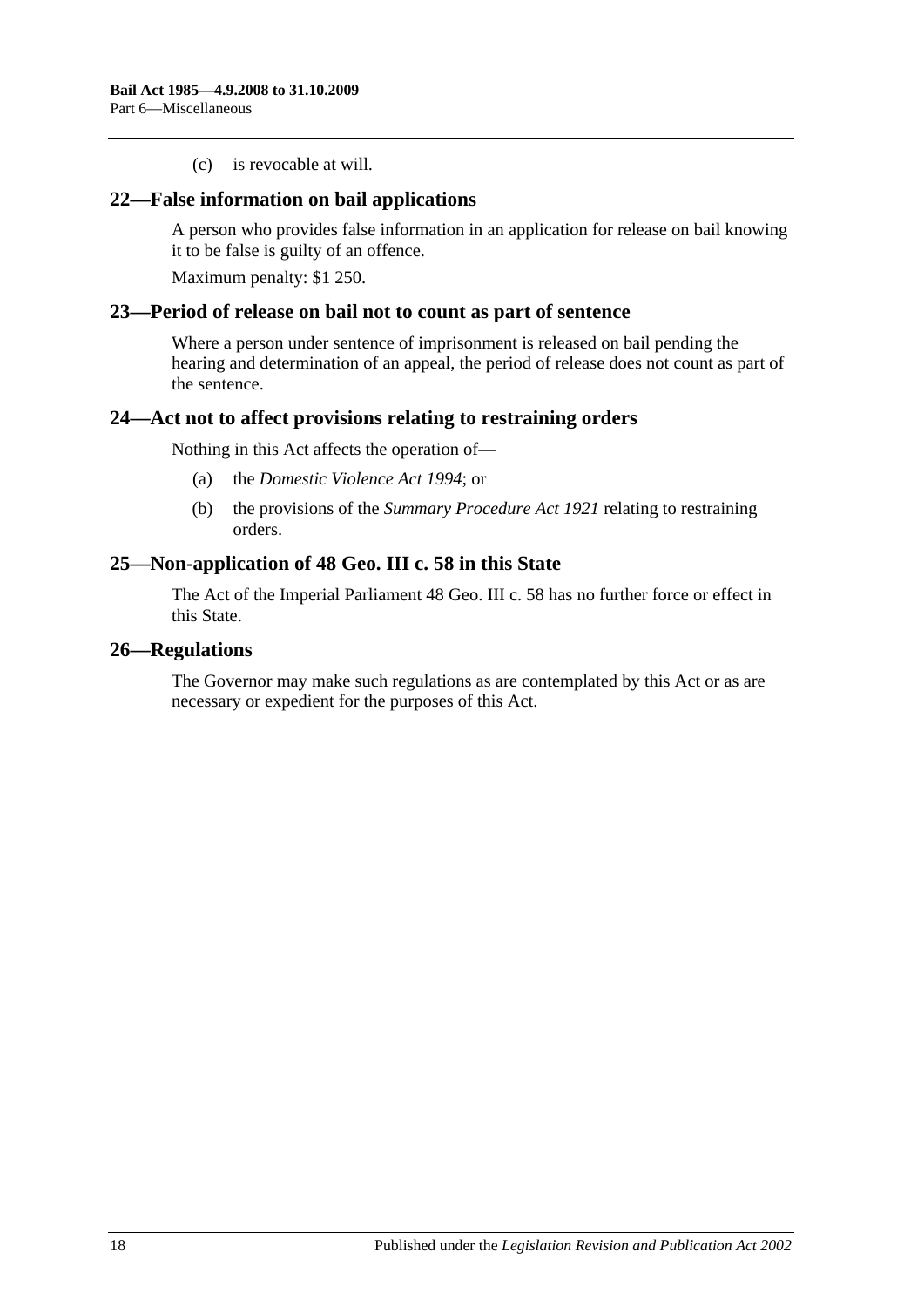(c) is revocable at will.

## 22—False information on bail applications

A person who provides false information in an application for release on bail knowing it to be false is guilty of an offence.

Maximum penalty: $1 250.

## 23—Period of release on bail not to count as part of sentence

Where a person under sentence of imprisonment is released on bail pending the hearing and determination of an appeal, the period of release does not count as part of the sentence.

## 24—Act not to affect provisions relating to restraining orders

Nothing in this Act affects the operation of—

(a) the *Domestic Violence Act 1994*; or

(b) the provisions of the *Summary Procedure Act 1921* relating to restraining orders.

## 25—Non-application of 48 Geo. III c. 58 in this State

The Act of the Imperial Parliament 48 Geo. III c. 58 has no further force or effect in this State.

## 26—Regulations

The Governor may make such regulations as are contemplated by this Act or as are necessary or expedient for the purposes of this Act.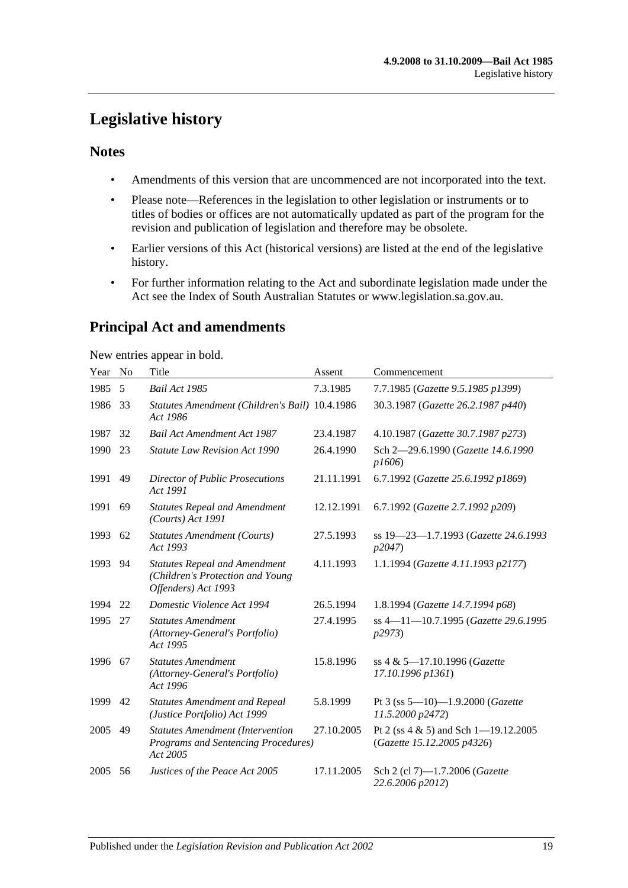# Legislative history

## Notes

- Amendments of this version that are uncommenced are not incorporated into the text.
- Please note—References in the legislation to other legislation or instruments or to titles of bodies or offices are not automatically updated as part of the program for the revision and publication of legislation and therefore may be obsolete.
- Earlier versions of this Act (historical versions) are listed at the end of the legislative history.
- For further information relating to the Act and subordinate legislation made under the Act see the Index of South Australian Statutes or www.legislation.sa.gov.au.

## Principal Act and amendments

New entries appear in bold.

| Year | No | Title | Assent | Commencement |
|---|---|---|---|---|
| 1985 | 5 | *Bail Act 1985* | 7.3.1985 | 7.7.1985 (*Gazette 9.5.1985 p1399*) |
| 1986 | 33 | *Statutes Amendment (Children's Bail) Act 1986* | 10.4.1986 | 30.3.1987 (*Gazette 26.2.1987 p440*) |
| 1987 | 32 | *Bail Act Amendment Act 1987* | 23.4.1987 | 4.10.1987 (*Gazette 30.7.1987 p273*) |
| 1990 | 23 | *Statute Law Revision Act 1990* | 26.4.1990 | Sch 2—29.6.1990 (*Gazette 14.6.1990 p1606*) |
| 1991 | 49 | *Director of Public Prosecutions Act 1991* | 21.11.1991 | 6.7.1992 (*Gazette 25.6.1992 p1869*) |
| 1991 | 69 | *Statutes Repeal and Amendment (Courts) Act 1991* | 12.12.1991 | 6.7.1992 (*Gazette 2.7.1992 p209*) |
| 1993 | 62 | *Statutes Amendment (Courts) Act 1993* | 27.5.1993 | ss 19—23—1.7.1993 (*Gazette 24.6.1993 p2047*) |
| 1993 | 94 | *Statutes Repeal and Amendment (Children's Protection and Young Offenders) Act 1993* | 4.11.1993 | 1.1.1994 (*Gazette 4.11.1993 p2177*) |
| 1994 | 22 | *Domestic Violence Act 1994* | 26.5.1994 | 1.8.1994 (*Gazette 14.7.1994 p68*) |
| 1995 | 27 | *Statutes Amendment (Attorney-General's Portfolio) Act 1995* | 27.4.1995 | ss 4—11—10.7.1995 (*Gazette 29.6.1995 p2973*) |
| 1996 | 67 | *Statutes Amendment (Attorney-General's Portfolio) Act 1996* | 15.8.1996 | ss 4 & 5—17.10.1996 (*Gazette 17.10.1996 p1361*) |
| 1999 | 42 | *Statutes Amendment and Repeal (Justice Portfolio) Act 1999* | 5.8.1999 | Pt 3 (ss 5—10)—1.9.2000 (*Gazette 11.5.2000 p2472*) |
| 2005 | 49 | *Statutes Amendment (Intervention Programs and Sentencing Procedures) Act 2005* | 27.10.2005 | Pt 2 (ss 4 & 5) and Sch 1—19.12.2005 (*Gazette 15.12.2005 p4326*) |
| 2005 | 56 | *Justices of the Peace Act 2005* | 17.11.2005 | Sch 2 (cl 7)—1.7.2006 (*Gazette 22.6.2006 p2012*) |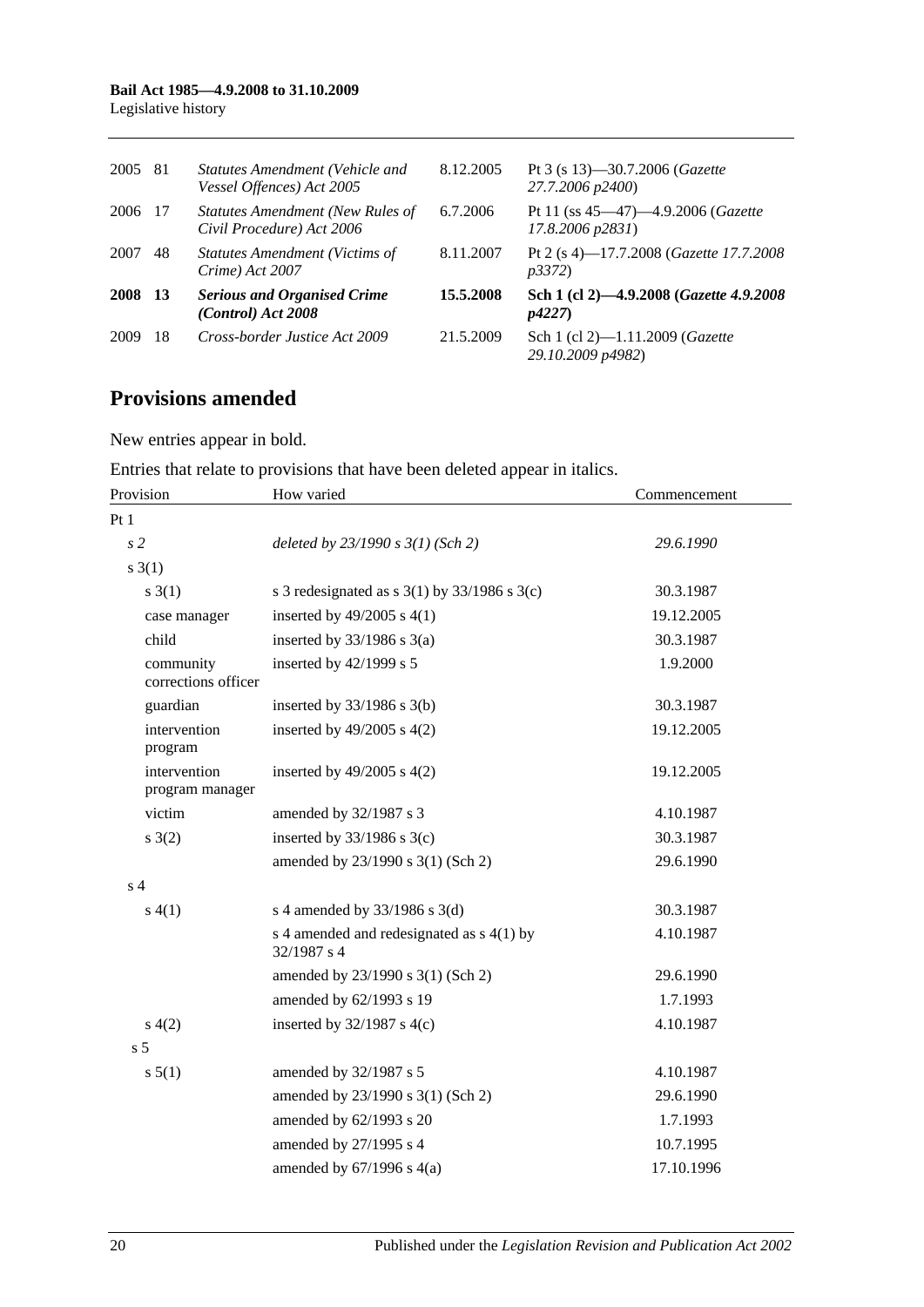| | | | | |
|---|---|---|---|---|
| 2005 | 81 | *Statutes Amendment (Vehicle and Vessel Offences) Act 2005* | 8.12.2005 | Pt 3 (s 13)—30.7.2006 (*Gazette 27.7.2006 p2400*) |
| 2006 | 17 | *Statutes Amendment (New Rules of Civil Procedure) Act 2006* | 6.7.2006 | Pt 11 (ss 45—47)—4.9.2006 (*Gazette 17.8.2006 p2831*) |
| 2007 | 48 | *Statutes Amendment (Victims of Crime) Act 2007* | 8.11.2007 | Pt 2 (s 4)—17.7.2008 (*Gazette 17.7.2008 p3372*) |
| **2008** | **13** | ***Serious and Organised Crime (Control) Act 2008*** | **15.5.2008** | **Sch 1 (cl 2)—4.9.2008 (*Gazette 4.9.2008 p4227*)** |
| 2009 | 18 | *Cross-border Justice Act 2009* | 21.5.2009 | Sch 1 (cl 2)—1.11.2009 (*Gazette 29.10.2009 p4982*) |

## Provisions amended

New entries appear in bold.

Entries that relate to provisions that have been deleted appear in italics.

| Provision | How varied | Commencement |
|---|---|---|
| Pt 1 | | |
| *s 2* | *deleted by 23/1990 s 3(1) (Sch 2)* | *29.6.1990* |
| s 3(1) | | |
| s 3(1) | s 3 redesignated as s 3(1) by 33/1986 s 3(c) | 30.3.1987 |
| case manager | inserted by 49/2005 s 4(1) | 19.12.2005 |
| child | inserted by 33/1986 s 3(a) | 30.3.1987 |
| community corrections officer | inserted by 42/1999 s 5 | 1.9.2000 |
| guardian | inserted by 33/1986 s 3(b) | 30.3.1987 |
| intervention program | inserted by 49/2005 s 4(2) | 19.12.2005 |
| intervention program manager | inserted by 49/2005 s 4(2) | 19.12.2005 |
| victim | amended by 32/1987 s 3 | 4.10.1987 |
| s 3(2) | inserted by 33/1986 s 3(c) | 30.3.1987 |
| | amended by 23/1990 s 3(1) (Sch 2) | 29.6.1990 |
| s 4 | | |
| s 4(1) | s 4 amended by 33/1986 s 3(d) | 30.3.1987 |
| | s 4 amended and redesignated as s 4(1) by 32/1987 s 4 | 4.10.1987 |
| | amended by 23/1990 s 3(1) (Sch 2) | 29.6.1990 |
| | amended by 62/1993 s 19 | 1.7.1993 |
| s 4(2) | inserted by 32/1987 s 4(c) | 4.10.1987 |
| s 5 | | |
| s 5(1) | amended by 32/1987 s 5 | 4.10.1987 |
| | amended by 23/1990 s 3(1) (Sch 2) | 29.6.1990 |
| | amended by 62/1993 s 20 | 1.7.1993 |
| | amended by 27/1995 s 4 | 10.7.1995 |
| | amended by 67/1996 s 4(a) | 17.10.1996 |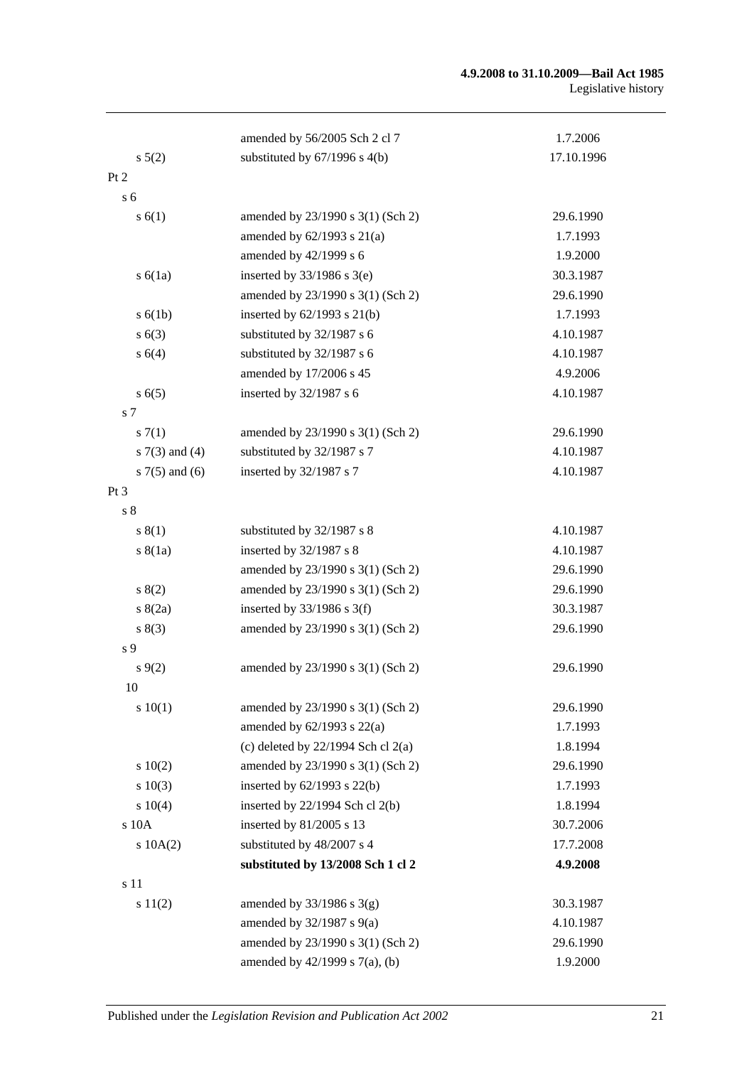| | | |
|---|---|---|
| | amended by 56/2005 Sch 2 cl 7 | 1.7.2006 |
| s 5(2) | substituted by 67/1996 s 4(b) | 17.10.1996 |
| Pt 2 | | |
| s 6 | | |
| s 6(1) | amended by 23/1990 s 3(1) (Sch 2) | 29.6.1990 |
| | amended by 62/1993 s 21(a) | 1.7.1993 |
| | amended by 42/1999 s 6 | 1.9.2000 |
| s 6(1a) | inserted by 33/1986 s 3(e) | 30.3.1987 |
| | amended by 23/1990 s 3(1) (Sch 2) | 29.6.1990 |
| s 6(1b) | inserted by 62/1993 s 21(b) | 1.7.1993 |
| s 6(3) | substituted by 32/1987 s 6 | 4.10.1987 |
| s 6(4) | substituted by 32/1987 s 6 | 4.10.1987 |
| | amended by 17/2006 s 45 | 4.9.2006 |
| s 6(5) | inserted by 32/1987 s 6 | 4.10.1987 |
| s 7 | | |
| s 7(1) | amended by 23/1990 s 3(1) (Sch 2) | 29.6.1990 |
| s 7(3) and (4) | substituted by 32/1987 s 7 | 4.10.1987 |
| s 7(5) and (6) | inserted by 32/1987 s 7 | 4.10.1987 |
| Pt 3 | | |
| s 8 | | |
| s 8(1) | substituted by 32/1987 s 8 | 4.10.1987 |
| s 8(1a) | inserted by 32/1987 s 8 | 4.10.1987 |
| | amended by 23/1990 s 3(1) (Sch 2) | 29.6.1990 |
| s 8(2) | amended by 23/1990 s 3(1) (Sch 2) | 29.6.1990 |
| s 8(2a) | inserted by 33/1986 s 3(f) | 30.3.1987 |
| s 8(3) | amended by 23/1990 s 3(1) (Sch 2) | 29.6.1990 |
| s 9 | | |
| s 9(2) | amended by 23/1990 s 3(1) (Sch 2) | 29.6.1990 |
| 10 | | |
| s 10(1) | amended by 23/1990 s 3(1) (Sch 2) | 29.6.1990 |
| | amended by 62/1993 s 22(a) | 1.7.1993 |
| | (c) deleted by 22/1994 Sch cl 2(a) | 1.8.1994 |
| s 10(2) | amended by 23/1990 s 3(1) (Sch 2) | 29.6.1990 |
| s 10(3) | inserted by 62/1993 s 22(b) | 1.7.1993 |
| s 10(4) | inserted by 22/1994 Sch cl 2(b) | 1.8.1994 |
| s 10A | inserted by 81/2005 s 13 | 30.7.2006 |
| s 10A(2) | substituted by 48/2007 s 4 | 17.7.2008 |
| | **substituted by 13/2008 Sch 1 cl 2** | **4.9.2008** |
| s 11 | | |
| s 11(2) | amended by 33/1986 s 3(g) | 30.3.1987 |
| | amended by 32/1987 s 9(a) | 4.10.1987 |
| | amended by 23/1990 s 3(1) (Sch 2) | 29.6.1990 |
| | amended by 42/1999 s 7(a), (b) | 1.9.2000 |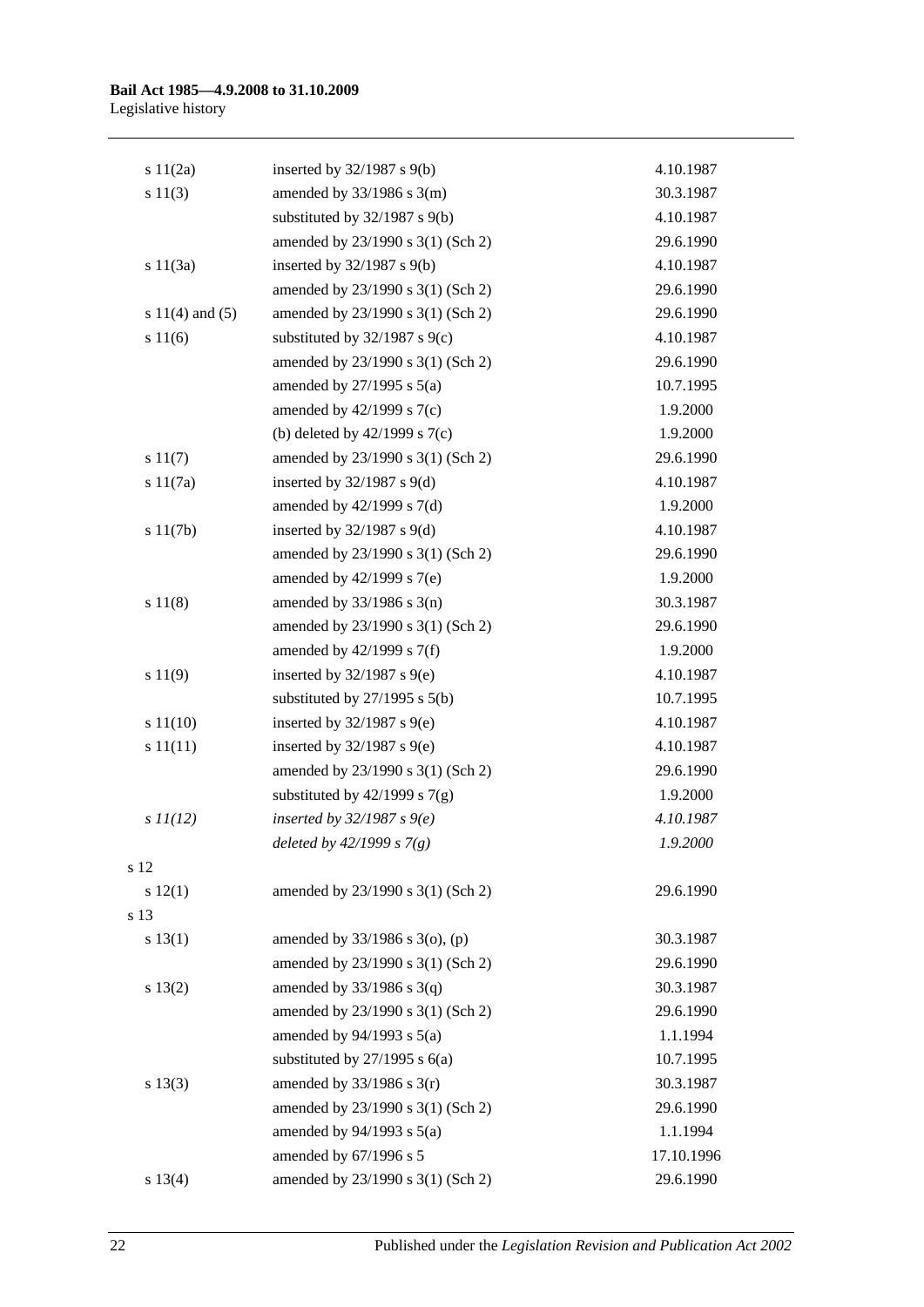| | | |
|---|---|---|
| s 11(2a) | inserted by 32/1987 s 9(b) | 4.10.1987 |
| s 11(3) | amended by 33/1986 s 3(m) | 30.3.1987 |
| | substituted by 32/1987 s 9(b) | 4.10.1987 |
| | amended by 23/1990 s 3(1) (Sch 2) | 29.6.1990 |
| s 11(3a) | inserted by 32/1987 s 9(b) | 4.10.1987 |
| | amended by 23/1990 s 3(1) (Sch 2) | 29.6.1990 |
| s 11(4) and (5) | amended by 23/1990 s 3(1) (Sch 2) | 29.6.1990 |
| s 11(6) | substituted by 32/1987 s 9(c) | 4.10.1987 |
| | amended by 23/1990 s 3(1) (Sch 2) | 29.6.1990 |
| | amended by 27/1995 s 5(a) | 10.7.1995 |
| | amended by 42/1999 s 7(c) | 1.9.2000 |
| | (b) deleted by 42/1999 s 7(c) | 1.9.2000 |
| s 11(7) | amended by 23/1990 s 3(1) (Sch 2) | 29.6.1990 |
| s 11(7a) | inserted by 32/1987 s 9(d) | 4.10.1987 |
| | amended by 42/1999 s 7(d) | 1.9.2000 |
| s 11(7b) | inserted by 32/1987 s 9(d) | 4.10.1987 |
| | amended by 23/1990 s 3(1) (Sch 2) | 29.6.1990 |
| | amended by 42/1999 s 7(e) | 1.9.2000 |
| s 11(8) | amended by 33/1986 s 3(n) | 30.3.1987 |
| | amended by 23/1990 s 3(1) (Sch 2) | 29.6.1990 |
| | amended by 42/1999 s 7(f) | 1.9.2000 |
| s 11(9) | inserted by 32/1987 s 9(e) | 4.10.1987 |
| | substituted by 27/1995 s 5(b) | 10.7.1995 |
| s 11(10) | inserted by 32/1987 s 9(e) | 4.10.1987 |
| s 11(11) | inserted by 32/1987 s 9(e) | 4.10.1987 |
| | amended by 23/1990 s 3(1) (Sch 2) | 29.6.1990 |
| | substituted by 42/1999 s 7(g) | 1.9.2000 |
| *s 11(12)* | *inserted by 32/1987 s 9(e)* | *4.10.1987* |
| | *deleted by 42/1999 s 7(g)* | *1.9.2000* |
| s 12 | | |
| s 12(1) | amended by 23/1990 s 3(1) (Sch 2) | 29.6.1990 |
| s 13 | | |
| s 13(1) | amended by 33/1986 s 3(o), (p) | 30.3.1987 |
| | amended by 23/1990 s 3(1) (Sch 2) | 29.6.1990 |
| s 13(2) | amended by 33/1986 s 3(q) | 30.3.1987 |
| | amended by 23/1990 s 3(1) (Sch 2) | 29.6.1990 |
| | amended by 94/1993 s 5(a) | 1.1.1994 |
| | substituted by 27/1995 s 6(a) | 10.7.1995 |
| s 13(3) | amended by 33/1986 s 3(r) | 30.3.1987 |
| | amended by 23/1990 s 3(1) (Sch 2) | 29.6.1990 |
| | amended by 94/1993 s 5(a) | 1.1.1994 |
| | amended by 67/1996 s 5 | 17.10.1996 |
| s 13(4) | amended by 23/1990 s 3(1) (Sch 2) | 29.6.1990 |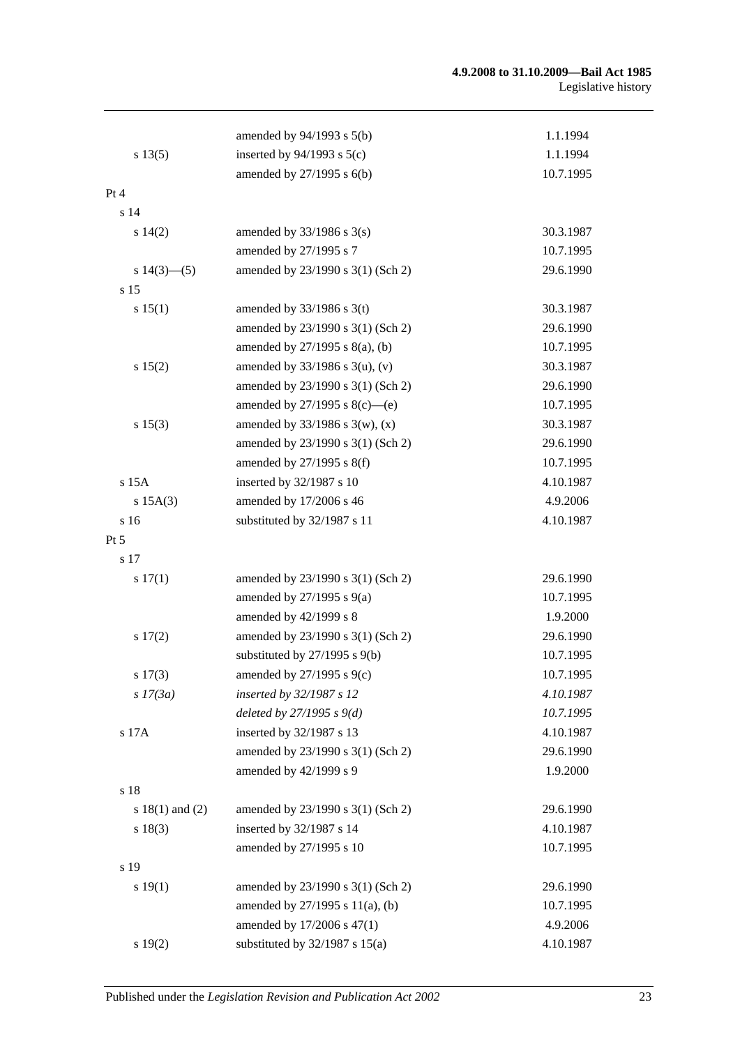| | | |
|---|---|---|
| | amended by 94/1993 s 5(b) | 1.1.1994 |
| s 13(5) | inserted by 94/1993 s 5(c) | 1.1.1994 |
| | amended by 27/1995 s 6(b) | 10.7.1995 |
| Pt 4 | | |
| s 14 | | |
| s 14(2) | amended by 33/1986 s 3(s) | 30.3.1987 |
| | amended by 27/1995 s 7 | 10.7.1995 |
| s 14(3)—(5) | amended by 23/1990 s 3(1) (Sch 2) | 29.6.1990 |
| s 15 | | |
| s 15(1) | amended by 33/1986 s 3(t) | 30.3.1987 |
| | amended by 23/1990 s 3(1) (Sch 2) | 29.6.1990 |
| | amended by 27/1995 s 8(a), (b) | 10.7.1995 |
| s 15(2) | amended by 33/1986 s 3(u), (v) | 30.3.1987 |
| | amended by 23/1990 s 3(1) (Sch 2) | 29.6.1990 |
| | amended by 27/1995 s 8(c)—(e) | 10.7.1995 |
| s 15(3) | amended by 33/1986 s 3(w), (x) | 30.3.1987 |
| | amended by 23/1990 s 3(1) (Sch 2) | 29.6.1990 |
| | amended by 27/1995 s 8(f) | 10.7.1995 |
| s 15A | inserted by 32/1987 s 10 | 4.10.1987 |
| s 15A(3) | amended by 17/2006 s 46 | 4.9.2006 |
| s 16 | substituted by 32/1987 s 11 | 4.10.1987 |
| Pt 5 | | |
| s 17 | | |
| s 17(1) | amended by 23/1990 s 3(1) (Sch 2) | 29.6.1990 |
| | amended by 27/1995 s 9(a) | 10.7.1995 |
| | amended by 42/1999 s 8 | 1.9.2000 |
| s 17(2) | amended by 23/1990 s 3(1) (Sch 2) | 29.6.1990 |
| | substituted by 27/1995 s 9(b) | 10.7.1995 |
| s 17(3) | amended by 27/1995 s 9(c) | 10.7.1995 |
| *s 17(3a)* | *inserted by 32/1987 s 12* | *4.10.1987* |
| | *deleted by 27/1995 s 9(d)* | *10.7.1995* |
| s 17A | inserted by 32/1987 s 13 | 4.10.1987 |
| | amended by 23/1990 s 3(1) (Sch 2) | 29.6.1990 |
| | amended by 42/1999 s 9 | 1.9.2000 |
| s 18 | | |
| s 18(1) and (2) | amended by 23/1990 s 3(1) (Sch 2) | 29.6.1990 |
| s 18(3) | inserted by 32/1987 s 14 | 4.10.1987 |
| | amended by 27/1995 s 10 | 10.7.1995 |
| s 19 | | |
| s 19(1) | amended by 23/1990 s 3(1) (Sch 2) | 29.6.1990 |
| | amended by 27/1995 s 11(a), (b) | 10.7.1995 |
| | amended by 17/2006 s 47(1) | 4.9.2006 |
| s 19(2) | substituted by 32/1987 s 15(a) | 4.10.1987 |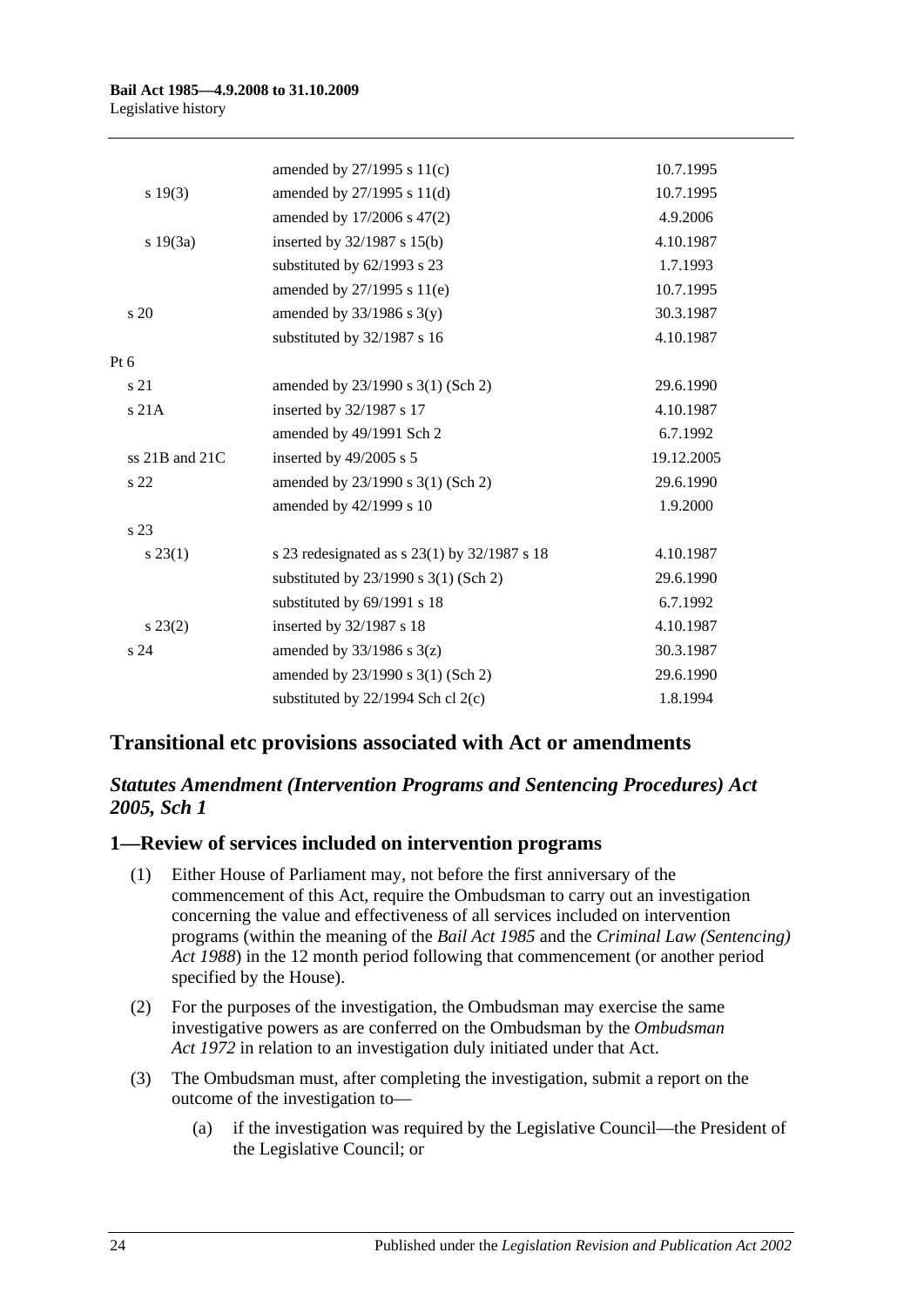| | | |
|---|---|---|
| | amended by 27/1995 s 11(c) | 10.7.1995 |
| s 19(3) | amended by 27/1995 s 11(d) | 10.7.1995 |
| | amended by 17/2006 s 47(2) | 4.9.2006 |
| s 19(3a) | inserted by 32/1987 s 15(b) | 4.10.1987 |
| | substituted by 62/1993 s 23 | 1.7.1993 |
| | amended by 27/1995 s 11(e) | 10.7.1995 |
| s 20 | amended by 33/1986 s 3(y) | 30.3.1987 |
| | substituted by 32/1987 s 16 | 4.10.1987 |
| Pt 6 | | |
| s 21 | amended by 23/1990 s 3(1) (Sch 2) | 29.6.1990 |
| s 21A | inserted by 32/1987 s 17 | 4.10.1987 |
| | amended by 49/1991 Sch 2 | 6.7.1992 |
| ss 21B and 21C | inserted by 49/2005 s 5 | 19.12.2005 |
| s 22 | amended by 23/1990 s 3(1) (Sch 2) | 29.6.1990 |
| | amended by 42/1999 s 10 | 1.9.2000 |
| s 23 | | |
| s 23(1) | s 23 redesignated as s 23(1) by 32/1987 s 18 | 4.10.1987 |
| | substituted by 23/1990 s 3(1) (Sch 2) | 29.6.1990 |
| | substituted by 69/1991 s 18 | 6.7.1992 |
| s 23(2) | inserted by 32/1987 s 18 | 4.10.1987 |
| s 24 | amended by 33/1986 s 3(z) | 30.3.1987 |
| | amended by 23/1990 s 3(1) (Sch 2) | 29.6.1990 |
| | substituted by 22/1994 Sch cl 2(c) | 1.8.1994 |

## Transitional etc provisions associated with Act or amendments

### *Statutes Amendment (Intervention Programs and Sentencing Procedures) Act 2005, Sch 1*

### 1—Review of services included on intervention programs

(1) Either House of Parliament may, not before the first anniversary of the commencement of this Act, require the Ombudsman to carry out an investigation concerning the value and effectiveness of all services included on intervention programs (within the meaning of the *Bail Act 1985* and the *Criminal Law (Sentencing) Act 1988*) in the 12 month period following that commencement (or another period specified by the House).

(2) For the purposes of the investigation, the Ombudsman may exercise the same investigative powers as are conferred on the Ombudsman by the *Ombudsman Act 1972* in relation to an investigation duly initiated under that Act.

(3) The Ombudsman must, after completing the investigation, submit a report on the outcome of the investigation to—

(a) if the investigation was required by the Legislative Council—the President of the Legislative Council; or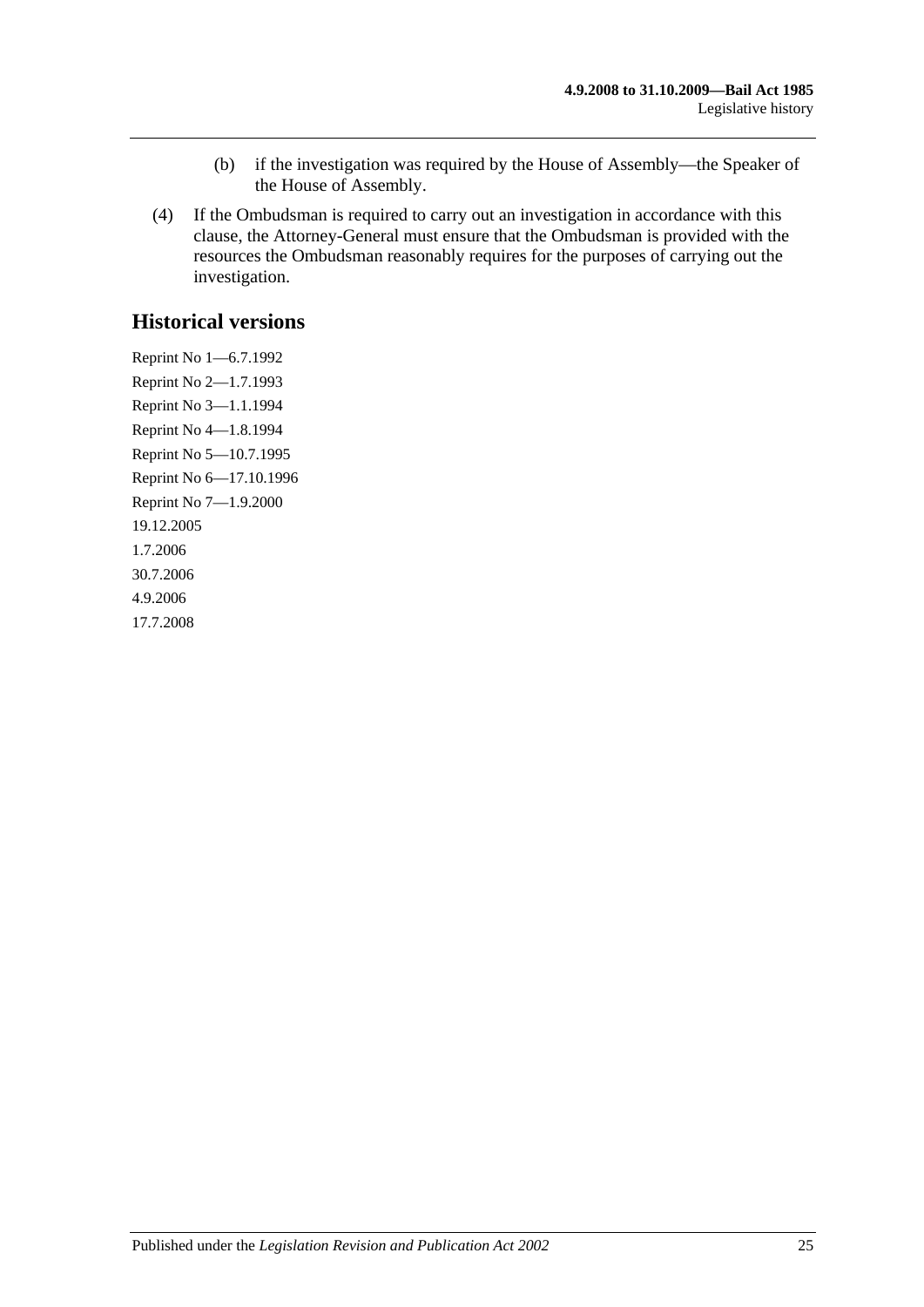(b) if the investigation was required by the House of Assembly—the Speaker of the House of Assembly.

(4) If the Ombudsman is required to carry out an investigation in accordance with this clause, the Attorney-General must ensure that the Ombudsman is provided with the resources the Ombudsman reasonably requires for the purposes of carrying out the investigation.

## Historical versions

Reprint No 1—6.7.1992

Reprint No 2—1.7.1993

Reprint No 3—1.1.1994

Reprint No 4—1.8.1994

Reprint No 5—10.7.1995

Reprint No 6—17.10.1996

Reprint No 7—1.9.2000

19.12.2005

1.7.2006

30.7.2006

4.9.2006

17.7.2008